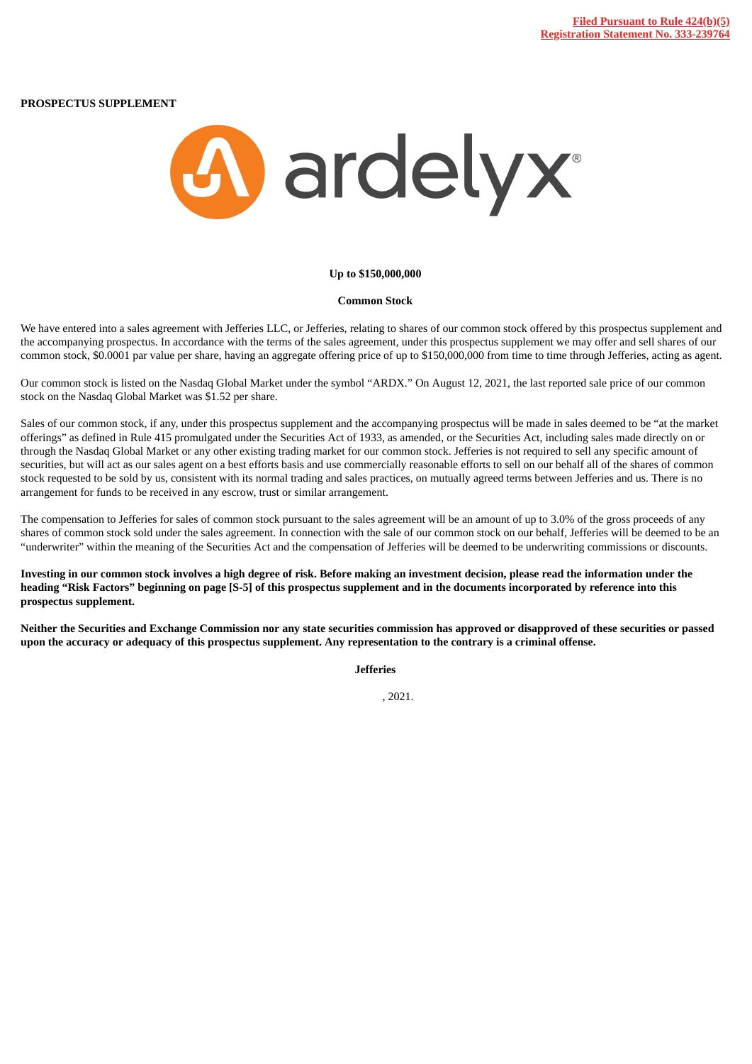**Filed Pursuant to Rule 424(b)(5)**
**Registration Statement No. 333-239764**

**PROSPECTUS SUPPLEMENT**

ardelyx®

**Up to $150,000,000**

**Common Stock**

We have entered into a sales agreement with Jefferies LLC, or Jefferies, relating to shares of our common stock offered by this prospectus supplement and the accompanying prospectus. In accordance with the terms of the sales agreement, under this prospectus supplement we may offer and sell shares of our common stock, $0.0001 par value per share, having an aggregate offering price of up to $150,000,000 from time to time through Jefferies, acting as agent.

Our common stock is listed on the Nasdaq Global Market under the symbol "ARDX." On August 12, 2021, the last reported sale price of our common stock on the Nasdaq Global Market was $1.52 per share.

Sales of our common stock, if any, under this prospectus supplement and the accompanying prospectus will be made in sales deemed to be "at the market offerings" as defined in Rule 415 promulgated under the Securities Act of 1933, as amended, or the Securities Act, including sales made directly on or through the Nasdaq Global Market or any other existing trading market for our common stock. Jefferies is not required to sell any specific amount of securities, but will act as our sales agent on a best efforts basis and use commercially reasonable efforts to sell on our behalf all of the shares of common stock requested to be sold by us, consistent with its normal trading and sales practices, on mutually agreed terms between Jefferies and us. There is no arrangement for funds to be received in any escrow, trust or similar arrangement.

The compensation to Jefferies for sales of common stock pursuant to the sales agreement will be an amount of up to 3.0% of the gross proceeds of any shares of common stock sold under the sales agreement. In connection with the sale of our common stock on our behalf, Jefferies will be deemed to be an "underwriter" within the meaning of the Securities Act and the compensation of Jefferies will be deemed to be underwriting commissions or discounts.

**Investing in our common stock involves a high degree of risk. Before making an investment decision, please read the information under the heading "Risk Factors" beginning on page [S-5] of this prospectus supplement and in the documents incorporated by reference into this prospectus supplement.**

**Neither the Securities and Exchange Commission nor any state securities commission has approved or disapproved of these securities or passed upon the accuracy or adequacy of this prospectus supplement. Any representation to the contrary is a criminal offense.**

**Jefferies**

, 2021.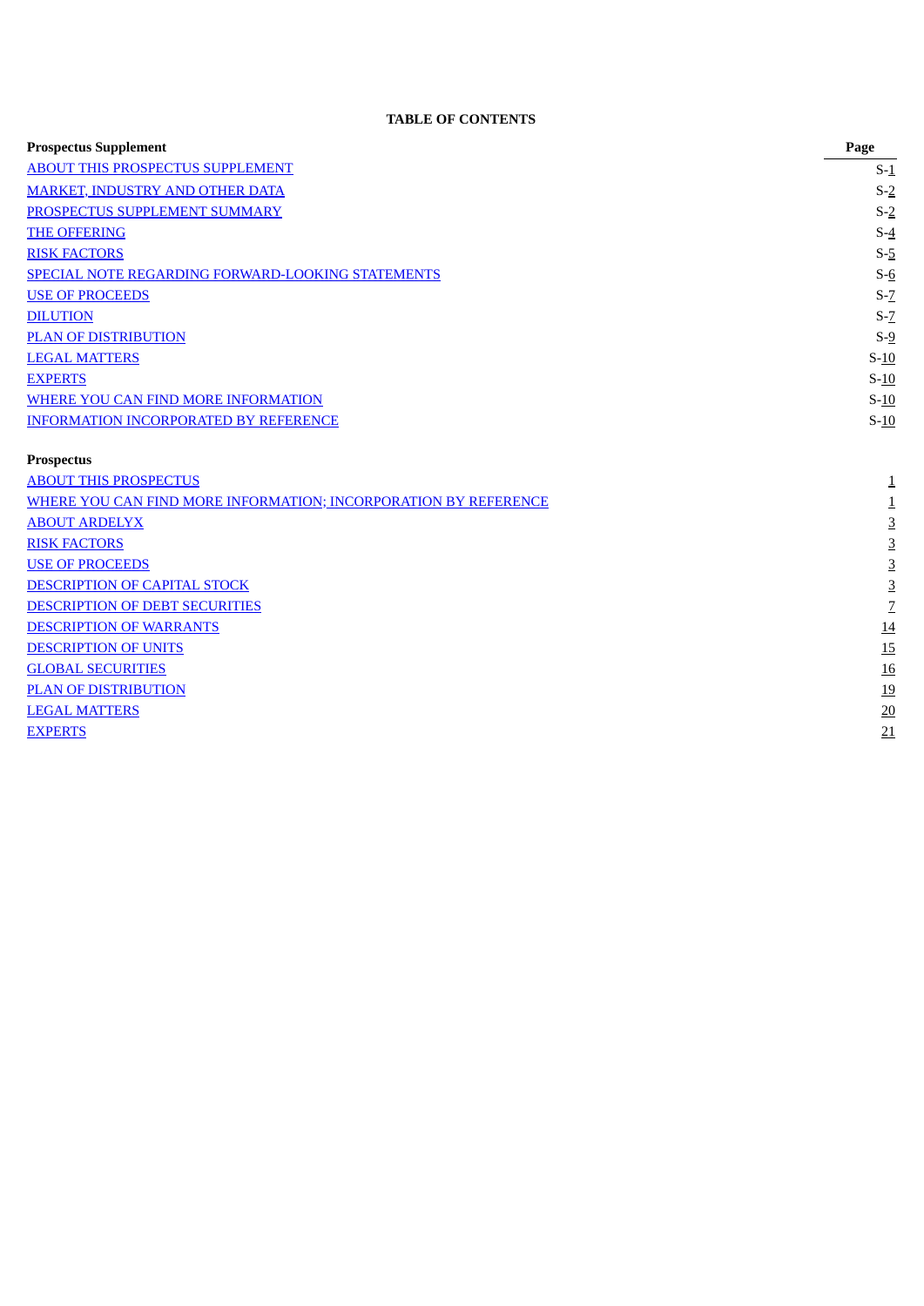**TABLE OF CONTENTS**

| **Prospectus Supplement** | **Page** |
|---|---|
| ABOUT THIS PROSPECTUS SUPPLEMENT | S-1 |
| MARKET, INDUSTRY AND OTHER DATA | S-2 |
| PROSPECTUS SUPPLEMENT SUMMARY | S-2 |
| THE OFFERING | S-4 |
| RISK FACTORS | S-5 |
| SPECIAL NOTE REGARDING FORWARD-LOOKING STATEMENTS | S-6 |
| USE OF PROCEEDS | S-7 |
| DILUTION | S-7 |
| PLAN OF DISTRIBUTION | S-9 |
| LEGAL MATTERS | S-10 |
| EXPERTS | S-10 |
| WHERE YOU CAN FIND MORE INFORMATION | S-10 |
| INFORMATION INCORPORATED BY REFERENCE | S-10 |

| **Prospectus** | |
|---|---|
| ABOUT THIS PROSPECTUS | 1 |
| WHERE YOU CAN FIND MORE INFORMATION; INCORPORATION BY REFERENCE | 1 |
| ABOUT ARDELYX | 3 |
| RISK FACTORS | 3 |
| USE OF PROCEEDS | 3 |
| DESCRIPTION OF CAPITAL STOCK | 3 |
| DESCRIPTION OF DEBT SECURITIES | 7 |
| DESCRIPTION OF WARRANTS | 14 |
| DESCRIPTION OF UNITS | 15 |
| GLOBAL SECURITIES | 16 |
| PLAN OF DISTRIBUTION | 19 |
| LEGAL MATTERS | 20 |
| EXPERTS | 21 |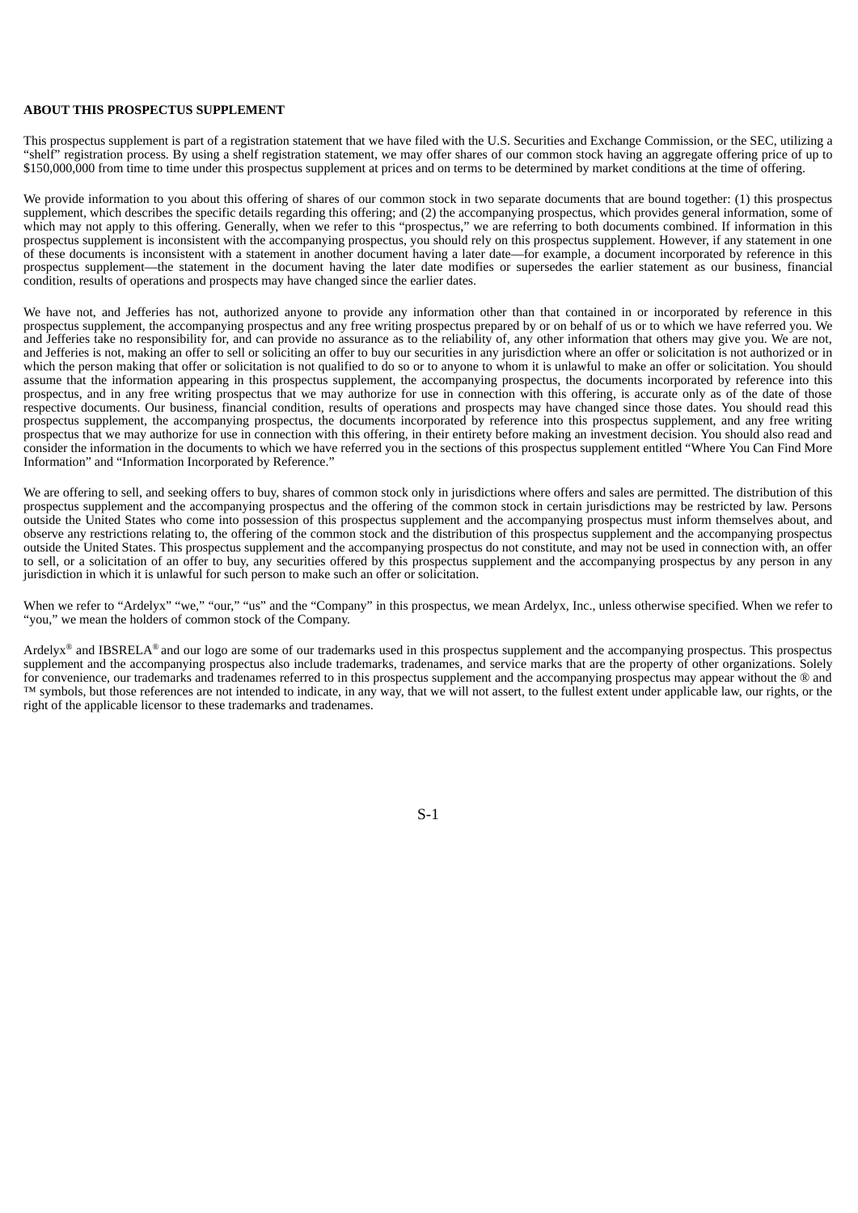**ABOUT THIS PROSPECTUS SUPPLEMENT**

This prospectus supplement is part of a registration statement that we have filed with the U.S. Securities and Exchange Commission, or the SEC, utilizing a "shelf" registration process. By using a shelf registration statement, we may offer shares of our common stock having an aggregate offering price of up to $150,000,000 from time to time under this prospectus supplement at prices and on terms to be determined by market conditions at the time of offering.

We provide information to you about this offering of shares of our common stock in two separate documents that are bound together: (1) this prospectus supplement, which describes the specific details regarding this offering; and (2) the accompanying prospectus, which provides general information, some of which may not apply to this offering. Generally, when we refer to this "prospectus," we are referring to both documents combined. If information in this prospectus supplement is inconsistent with the accompanying prospectus, you should rely on this prospectus supplement. However, if any statement in one of these documents is inconsistent with a statement in another document having a later date—for example, a document incorporated by reference in this prospectus supplement—the statement in the document having the later date modifies or supersedes the earlier statement as our business, financial condition, results of operations and prospects may have changed since the earlier dates.

We have not, and Jefferies has not, authorized anyone to provide any information other than that contained in or incorporated by reference in this prospectus supplement, the accompanying prospectus and any free writing prospectus prepared by or on behalf of us or to which we have referred you. We and Jefferies take no responsibility for, and can provide no assurance as to the reliability of, any other information that others may give you. We are not, and Jefferies is not, making an offer to sell or soliciting an offer to buy our securities in any jurisdiction where an offer or solicitation is not authorized or in which the person making that offer or solicitation is not qualified to do so or to anyone to whom it is unlawful to make an offer or solicitation. You should assume that the information appearing in this prospectus supplement, the accompanying prospectus, the documents incorporated by reference into this prospectus, and in any free writing prospectus that we may authorize for use in connection with this offering, is accurate only as of the date of those respective documents. Our business, financial condition, results of operations and prospects may have changed since those dates. You should read this prospectus supplement, the accompanying prospectus, the documents incorporated by reference into this prospectus supplement, and any free writing prospectus that we may authorize for use in connection with this offering, in their entirety before making an investment decision. You should also read and consider the information in the documents to which we have referred you in the sections of this prospectus supplement entitled "Where You Can Find More Information" and "Information Incorporated by Reference."

We are offering to sell, and seeking offers to buy, shares of common stock only in jurisdictions where offers and sales are permitted. The distribution of this prospectus supplement and the accompanying prospectus and the offering of the common stock in certain jurisdictions may be restricted by law. Persons outside the United States who come into possession of this prospectus supplement and the accompanying prospectus must inform themselves about, and observe any restrictions relating to, the offering of the common stock and the distribution of this prospectus supplement and the accompanying prospectus outside the United States. This prospectus supplement and the accompanying prospectus do not constitute, and may not be used in connection with, an offer to sell, or a solicitation of an offer to buy, any securities offered by this prospectus supplement and the accompanying prospectus by any person in any jurisdiction in which it is unlawful for such person to make such an offer or solicitation.

When we refer to "Ardelyx" "we," "our," "us" and the "Company" in this prospectus, we mean Ardelyx, Inc., unless otherwise specified. When we refer to "you," we mean the holders of common stock of the Company.

Ardelyx® and IBSRELA® and our logo are some of our trademarks used in this prospectus supplement and the accompanying prospectus. This prospectus supplement and the accompanying prospectus also include trademarks, tradenames, and service marks that are the property of other organizations. Solely for convenience, our trademarks and tradenames referred to in this prospectus supplement and the accompanying prospectus may appear without the ® and ™ symbols, but those references are not intended to indicate, in any way, that we will not assert, to the fullest extent under applicable law, our rights, or the right of the applicable licensor to these trademarks and tradenames.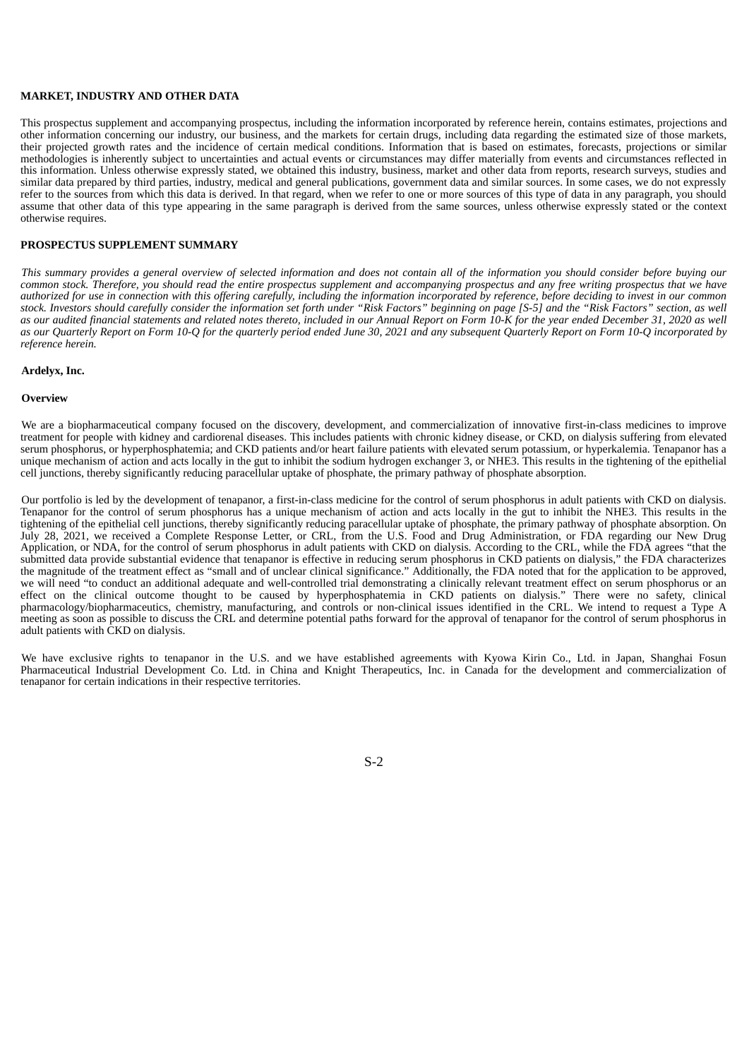## MARKET, INDUSTRY AND OTHER DATA

This prospectus supplement and accompanying prospectus, including the information incorporated by reference herein, contains estimates, projections and other information concerning our industry, our business, and the markets for certain drugs, including data regarding the estimated size of those markets, their projected growth rates and the incidence of certain medical conditions. Information that is based on estimates, forecasts, projections or similar methodologies is inherently subject to uncertainties and actual events or circumstances may differ materially from events and circumstances reflected in this information. Unless otherwise expressly stated, we obtained this industry, business, market and other data from reports, research surveys, studies and similar data prepared by third parties, industry, medical and general publications, government data and similar sources. In some cases, we do not expressly refer to the sources from which this data is derived. In that regard, when we refer to one or more sources of this type of data in any paragraph, you should assume that other data of this type appearing in the same paragraph is derived from the same sources, unless otherwise expressly stated or the context otherwise requires.

## PROSPECTUS SUPPLEMENT SUMMARY

*This summary provides a general overview of selected information and does not contain all of the information you should consider before buying our common stock. Therefore, you should read the entire prospectus supplement and accompanying prospectus and any free writing prospectus that we have authorized for use in connection with this offering carefully, including the information incorporated by reference, before deciding to invest in our common stock. Investors should carefully consider the information set forth under "Risk Factors" beginning on page [S-5] and the "Risk Factors" section, as well as our audited financial statements and related notes thereto, included in our Annual Report on Form 10-K for the year ended December 31, 2020 as well as our Quarterly Report on Form 10-Q for the quarterly period ended June 30, 2021 and any subsequent Quarterly Report on Form 10-Q incorporated by reference herein.*

### Ardelyx, Inc.

### Overview

We are a biopharmaceutical company focused on the discovery, development, and commercialization of innovative first-in-class medicines to improve treatment for people with kidney and cardiorenal diseases. This includes patients with chronic kidney disease, or CKD, on dialysis suffering from elevated serum phosphorus, or hyperphosphatemia; and CKD patients and/or heart failure patients with elevated serum potassium, or hyperkalemia. Tenapanor has a unique mechanism of action and acts locally in the gut to inhibit the sodium hydrogen exchanger 3, or NHE3. This results in the tightening of the epithelial cell junctions, thereby significantly reducing paracellular uptake of phosphate, the primary pathway of phosphate absorption.

Our portfolio is led by the development of tenapanor, a first-in-class medicine for the control of serum phosphorus in adult patients with CKD on dialysis. Tenapanor for the control of serum phosphorus has a unique mechanism of action and acts locally in the gut to inhibit the NHE3. This results in the tightening of the epithelial cell junctions, thereby significantly reducing paracellular uptake of phosphate, the primary pathway of phosphate absorption. On July 28, 2021, we received a Complete Response Letter, or CRL, from the U.S. Food and Drug Administration, or FDA regarding our New Drug Application, or NDA, for the control of serum phosphorus in adult patients with CKD on dialysis. According to the CRL, while the FDA agrees "that the submitted data provide substantial evidence that tenapanor is effective in reducing serum phosphorus in CKD patients on dialysis," the FDA characterizes the magnitude of the treatment effect as "small and of unclear clinical significance." Additionally, the FDA noted that for the application to be approved, we will need "to conduct an additional adequate and well-controlled trial demonstrating a clinically relevant treatment effect on serum phosphorus or an effect on the clinical outcome thought to be caused by hyperphosphatemia in CKD patients on dialysis." There were no safety, clinical pharmacology/biopharmaceutics, chemistry, manufacturing, and controls or non-clinical issues identified in the CRL. We intend to request a Type A meeting as soon as possible to discuss the CRL and determine potential paths forward for the approval of tenapanor for the control of serum phosphorus in adult patients with CKD on dialysis.

We have exclusive rights to tenapanor in the U.S. and we have established agreements with Kyowa Kirin Co., Ltd. in Japan, Shanghai Fosun Pharmaceutical Industrial Development Co. Ltd. in China and Knight Therapeutics, Inc. in Canada for the development and commercialization of tenapanor for certain indications in their respective territories.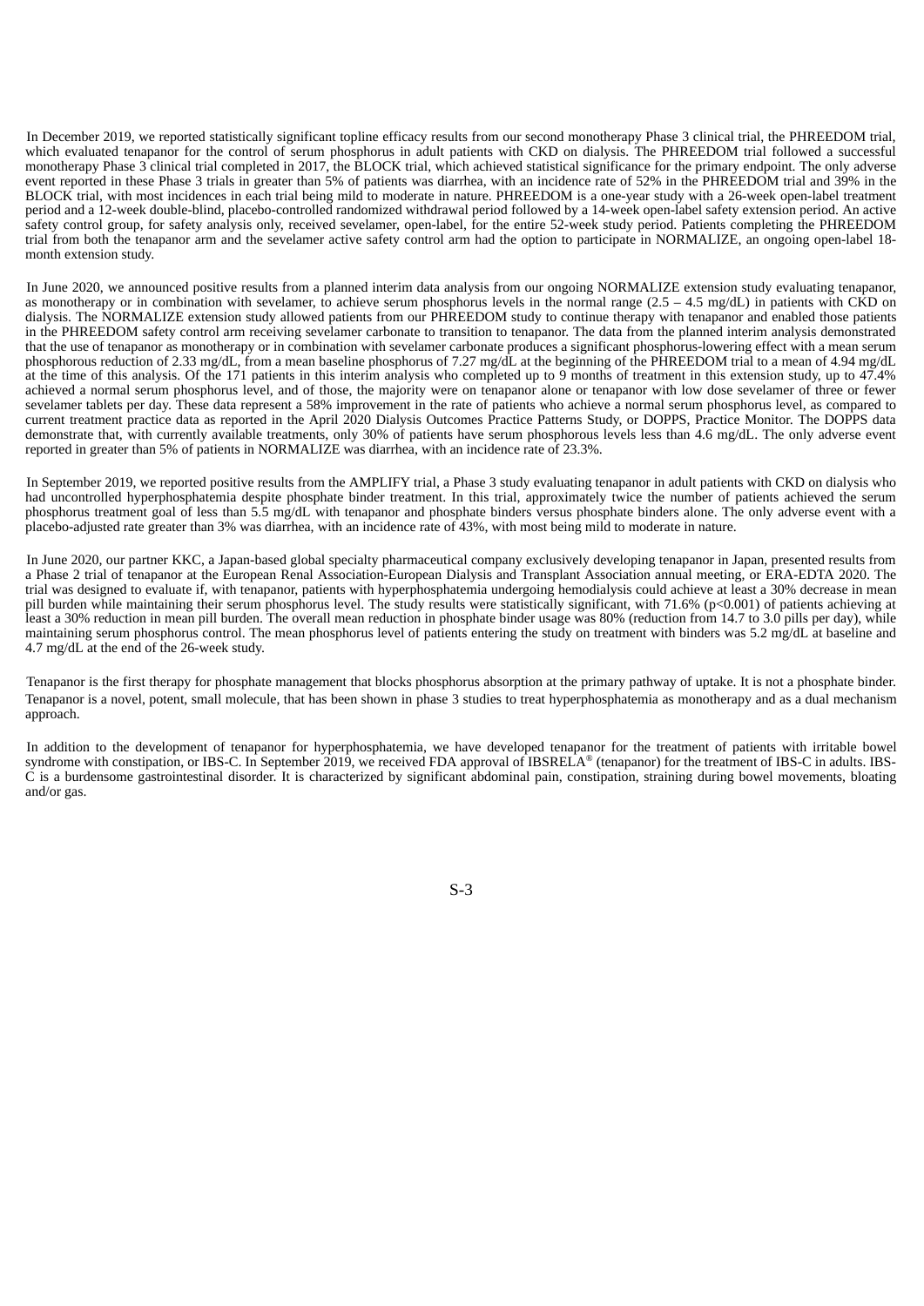In December 2019, we reported statistically significant topline efficacy results from our second monotherapy Phase 3 clinical trial, the PHREEDOM trial, which evaluated tenapanor for the control of serum phosphorus in adult patients with CKD on dialysis. The PHREEDOM trial followed a successful monotherapy Phase 3 clinical trial completed in 2017, the BLOCK trial, which achieved statistical significance for the primary endpoint. The only adverse event reported in these Phase 3 trials in greater than 5% of patients was diarrhea, with an incidence rate of 52% in the PHREEDOM trial and 39% in the BLOCK trial, with most incidences in each trial being mild to moderate in nature. PHREEDOM is a one-year study with a 26-week open-label treatment period and a 12-week double-blind, placebo-controlled randomized withdrawal period followed by a 14-week open-label safety extension period. An active safety control group, for safety analysis only, received sevelamer, open-label, for the entire 52-week study period. Patients completing the PHREEDOM trial from both the tenapanor arm and the sevelamer active safety control arm had the option to participate in NORMALIZE, an ongoing open-label 18-month extension study.

In June 2020, we announced positive results from a planned interim data analysis from our ongoing NORMALIZE extension study evaluating tenapanor, as monotherapy or in combination with sevelamer, to achieve serum phosphorus levels in the normal range (2.5 – 4.5 mg/dL) in patients with CKD on dialysis. The NORMALIZE extension study allowed patients from our PHREEDOM study to continue therapy with tenapanor and enabled those patients in the PHREEDOM safety control arm receiving sevelamer carbonate to transition to tenapanor. The data from the planned interim analysis demonstrated that the use of tenapanor as monotherapy or in combination with sevelamer carbonate produces a significant phosphorus-lowering effect with a mean serum phosphorous reduction of 2.33 mg/dL, from a mean baseline phosphorus of 7.27 mg/dL at the beginning of the PHREEDOM trial to a mean of 4.94 mg/dL at the time of this analysis. Of the 171 patients in this interim analysis who completed up to 9 months of treatment in this extension study, up to 47.4% achieved a normal serum phosphorus level, and of those, the majority were on tenapanor alone or tenapanor with low dose sevelamer of three or fewer sevelamer tablets per day. These data represent a 58% improvement in the rate of patients who achieve a normal serum phosphorus level, as compared to current treatment practice data as reported in the April 2020 Dialysis Outcomes Practice Patterns Study, or DOPPS, Practice Monitor. The DOPPS data demonstrate that, with currently available treatments, only 30% of patients have serum phosphorous levels less than 4.6 mg/dL. The only adverse event reported in greater than 5% of patients in NORMALIZE was diarrhea, with an incidence rate of 23.3%.

In September 2019, we reported positive results from the AMPLIFY trial, a Phase 3 study evaluating tenapanor in adult patients with CKD on dialysis who had uncontrolled hyperphosphatemia despite phosphate binder treatment. In this trial, approximately twice the number of patients achieved the serum phosphorus treatment goal of less than 5.5 mg/dL with tenapanor and phosphate binders versus phosphate binders alone. The only adverse event with a placebo-adjusted rate greater than 3% was diarrhea, with an incidence rate of 43%, with most being mild to moderate in nature.

In June 2020, our partner KKC, a Japan-based global specialty pharmaceutical company exclusively developing tenapanor in Japan, presented results from a Phase 2 trial of tenapanor at the European Renal Association-European Dialysis and Transplant Association annual meeting, or ERA-EDTA 2020. The trial was designed to evaluate if, with tenapanor, patients with hyperphosphatemia undergoing hemodialysis could achieve at least a 30% decrease in mean pill burden while maintaining their serum phosphorus level. The study results were statistically significant, with 71.6% ($p<0.001$) of patients achieving at least a 30% reduction in mean pill burden. The overall mean reduction in phosphate binder usage was 80% (reduction from 14.7 to 3.0 pills per day), while maintaining serum phosphorus control. The mean phosphorus level of patients entering the study on treatment with binders was 5.2 mg/dL at baseline and 4.7 mg/dL at the end of the 26-week study.

Tenapanor is the first therapy for phosphate management that blocks phosphorus absorption at the primary pathway of uptake. It is not a phosphate binder. Tenapanor is a novel, potent, small molecule, that has been shown in phase 3 studies to treat hyperphosphatemia as monotherapy and as a dual mechanism approach.

In addition to the development of tenapanor for hyperphosphatemia, we have developed tenapanor for the treatment of patients with irritable bowel syndrome with constipation, or IBS-C. In September 2019, we received FDA approval of IBSRELA® (tenapanor) for the treatment of IBS-C in adults. IBS-C is a burdensome gastrointestinal disorder. It is characterized by significant abdominal pain, constipation, straining during bowel movements, bloating and/or gas.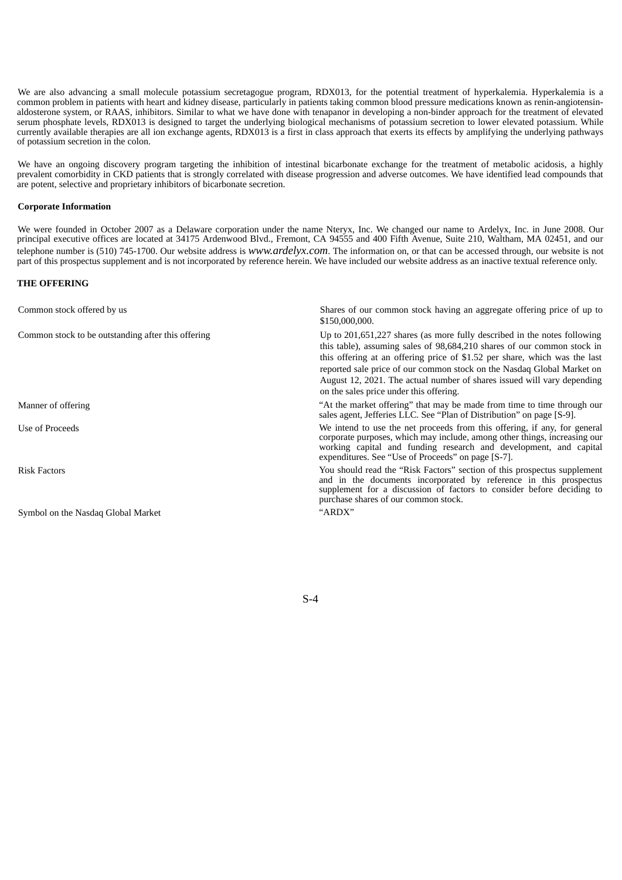We are also advancing a small molecule potassium secretagogue program, RDX013, for the potential treatment of hyperkalemia. Hyperkalemia is a common problem in patients with heart and kidney disease, particularly in patients taking common blood pressure medications known as renin-angiotensin-aldosterone system, or RAAS, inhibitors. Similar to what we have done with tenapanor in developing a non-binder approach for the treatment of elevated serum phosphate levels, RDX013 is designed to target the underlying biological mechanisms of potassium secretion to lower elevated potassium. While currently available therapies are all ion exchange agents, RDX013 is a first in class approach that exerts its effects by amplifying the underlying pathways of potassium secretion in the colon.

We have an ongoing discovery program targeting the inhibition of intestinal bicarbonate exchange for the treatment of metabolic acidosis, a highly prevalent comorbidity in CKD patients that is strongly correlated with disease progression and adverse outcomes. We have identified lead compounds that are potent, selective and proprietary inhibitors of bicarbonate secretion.

**Corporate Information**

We were founded in October 2007 as a Delaware corporation under the name Nteryx, Inc. We changed our name to Ardelyx, Inc. in June 2008. Our principal executive offices are located at 34175 Ardenwood Blvd., Fremont, CA 94555 and 400 Fifth Avenue, Suite 210, Waltham, MA 02451, and our telephone number is (510) 745-1700. Our website address is *www.ardelyx.com*. The information on, or that can be accessed through, our website is not part of this prospectus supplement and is not incorporated by reference herein. We have included our website address as an inactive textual reference only.

## THE OFFERING

| | |
|---|---|
| Common stock offered by us | Shares of our common stock having an aggregate offering price of up to $150,000,000. |
| Common stock to be outstanding after this offering | Up to 201,651,227 shares (as more fully described in the notes following this table), assuming sales of 98,684,210 shares of our common stock in this offering at an offering price of $1.52 per share, which was the last reported sale price of our common stock on the Nasdaq Global Market on August 12, 2021. The actual number of shares issued will vary depending on the sales price under this offering. |
| Manner of offering | "At the market offering" that may be made from time to time through our sales agent, Jefferies LLC. See "Plan of Distribution" on page [S-9]. |
| Use of Proceeds | We intend to use the net proceeds from this offering, if any, for general corporate purposes, which may include, among other things, increasing our working capital and funding research and development, and capital expenditures. See "Use of Proceeds" on page [S-7]. |
| Risk Factors | You should read the "Risk Factors" section of this prospectus supplement and in the documents incorporated by reference in this prospectus supplement for a discussion of factors to consider before deciding to purchase shares of our common stock. |
| Symbol on the Nasdaq Global Market | "ARDX" |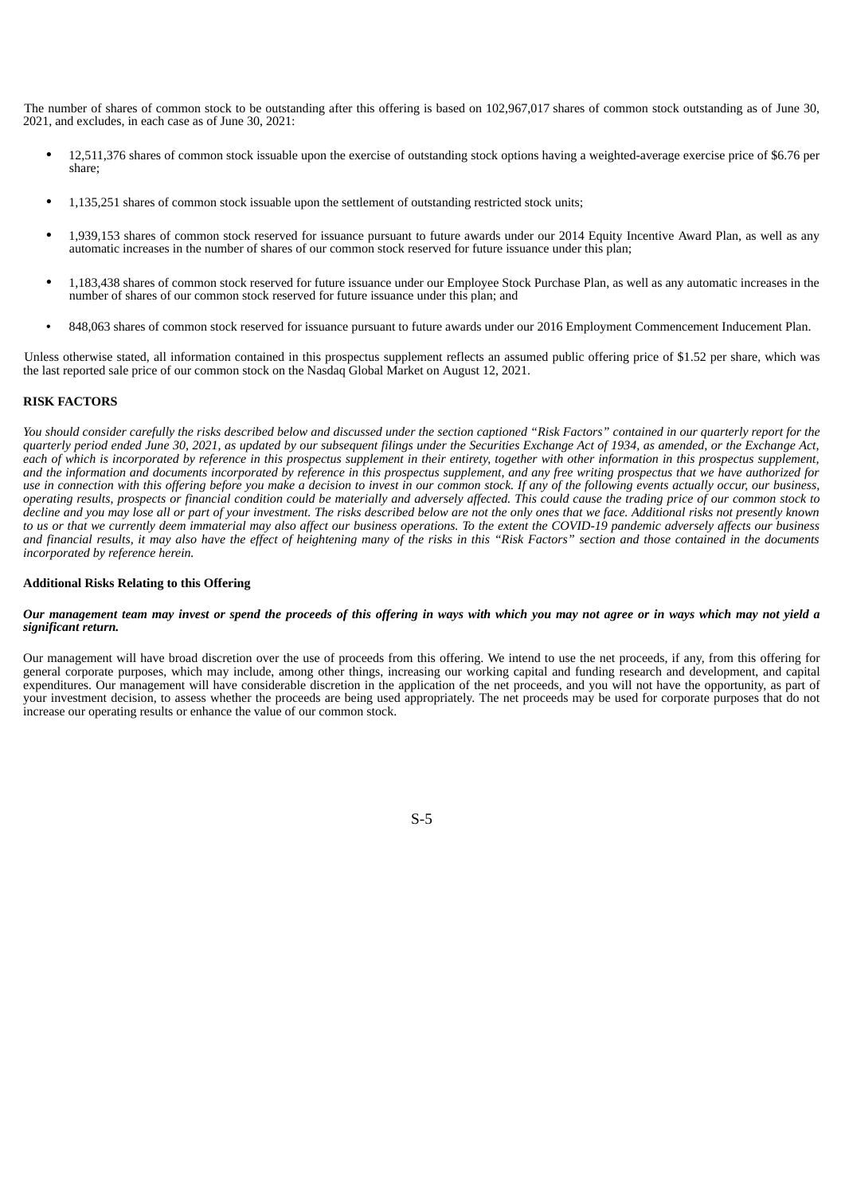The number of shares of common stock to be outstanding after this offering is based on 102,967,017 shares of common stock outstanding as of June 30, 2021, and excludes, in each case as of June 30, 2021:

- 12,511,376 shares of common stock issuable upon the exercise of outstanding stock options having a weighted-average exercise price of $6.76 per share;
- 1,135,251 shares of common stock issuable upon the settlement of outstanding restricted stock units;
- 1,939,153 shares of common stock reserved for issuance pursuant to future awards under our 2014 Equity Incentive Award Plan, as well as any automatic increases in the number of shares of our common stock reserved for future issuance under this plan;
- 1,183,438 shares of common stock reserved for future issuance under our Employee Stock Purchase Plan, as well as any automatic increases in the number of shares of our common stock reserved for future issuance under this plan; and
- 848,063 shares of common stock reserved for issuance pursuant to future awards under our 2016 Employment Commencement Inducement Plan.

Unless otherwise stated, all information contained in this prospectus supplement reflects an assumed public offering price of $1.52 per share, which was the last reported sale price of our common stock on the Nasdaq Global Market on August 12, 2021.

## RISK FACTORS

*You should consider carefully the risks described below and discussed under the section captioned "Risk Factors" contained in our quarterly report for the quarterly period ended June 30, 2021, as updated by our subsequent filings under the Securities Exchange Act of 1934, as amended, or the Exchange Act, each of which is incorporated by reference in this prospectus supplement in their entirety, together with other information in this prospectus supplement, and the information and documents incorporated by reference in this prospectus supplement, and any free writing prospectus that we have authorized for use in connection with this offering before you make a decision to invest in our common stock. If any of the following events actually occur, our business, operating results, prospects or financial condition could be materially and adversely affected. This could cause the trading price of our common stock to decline and you may lose all or part of your investment. The risks described below are not the only ones that we face. Additional risks not presently known to us or that we currently deem immaterial may also affect our business operations. To the extent the COVID-19 pandemic adversely affects our business and financial results, it may also have the effect of heightening many of the risks in this "Risk Factors" section and those contained in the documents incorporated by reference herein.*

### Additional Risks Relating to this Offering

***Our management team may invest or spend the proceeds of this offering in ways with which you may not agree or in ways which may not yield a significant return.***

Our management will have broad discretion over the use of proceeds from this offering. We intend to use the net proceeds, if any, from this offering for general corporate purposes, which may include, among other things, increasing our working capital and funding research and development, and capital expenditures. Our management will have considerable discretion in the application of the net proceeds, and you will not have the opportunity, as part of your investment decision, to assess whether the proceeds are being used appropriately. The net proceeds may be used for corporate purposes that do not increase our operating results or enhance the value of our common stock.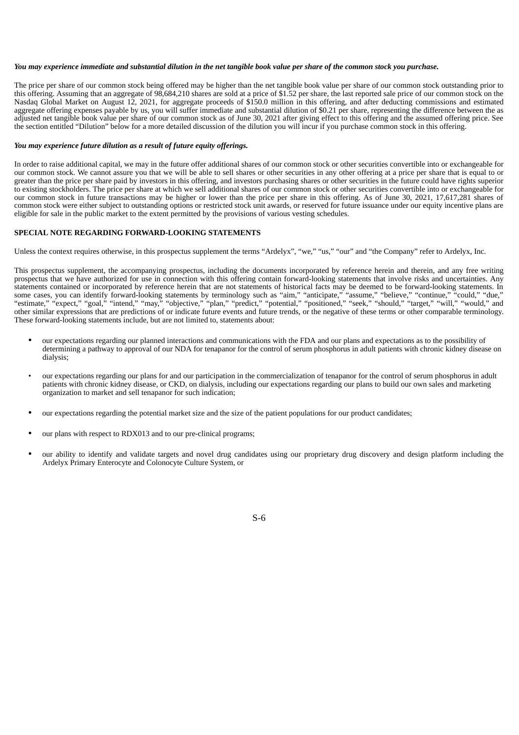***You may experience immediate and substantial dilution in the net tangible book value per share of the common stock you purchase.***

The price per share of our common stock being offered may be higher than the net tangible book value per share of our common stock outstanding prior to this offering. Assuming that an aggregate of 98,684,210 shares are sold at a price of $1.52 per share, the last reported sale price of our common stock on the Nasdaq Global Market on August 12, 2021, for aggregate proceeds of $150.0 million in this offering, and after deducting commissions and estimated aggregate offering expenses payable by us, you will suffer immediate and substantial dilution of $0.21 per share, representing the difference between the as adjusted net tangible book value per share of our common stock as of June 30, 2021 after giving effect to this offering and the assumed offering price. See the section entitled "Dilution" below for a more detailed discussion of the dilution you will incur if you purchase common stock in this offering.

***You may experience future dilution as a result of future equity offerings.***

In order to raise additional capital, we may in the future offer additional shares of our common stock or other securities convertible into or exchangeable for our common stock. We cannot assure you that we will be able to sell shares or other securities in any other offering at a price per share that is equal to or greater than the price per share paid by investors in this offering, and investors purchasing shares or other securities in the future could have rights superior to existing stockholders. The price per share at which we sell additional shares of our common stock or other securities convertible into or exchangeable for our common stock in future transactions may be higher or lower than the price per share in this offering. As of June 30, 2021, 17,617,281 shares of common stock were either subject to outstanding options or restricted stock unit awards, or reserved for future issuance under our equity incentive plans are eligible for sale in the public market to the extent permitted by the provisions of various vesting schedules.

## SPECIAL NOTE REGARDING FORWARD-LOOKING STATEMENTS

Unless the context requires otherwise, in this prospectus supplement the terms "Ardelyx", "we," "us," "our" and "the Company" refer to Ardelyx, Inc.

This prospectus supplement, the accompanying prospectus, including the documents incorporated by reference herein and therein, and any free writing prospectus that we have authorized for use in connection with this offering contain forward-looking statements that involve risks and uncertainties. Any statements contained or incorporated by reference herein that are not statements of historical facts may be deemed to be forward-looking statements. In some cases, you can identify forward-looking statements by terminology such as "aim," "anticipate," "assume," "believe," "continue," "could," "due," "estimate," "expect," "goal," "intend," "may," "objective," "plan," "predict," "potential," "positioned," "seek," "should," "target," "will," "would," and other similar expressions that are predictions of or indicate future events and future trends, or the negative of these terms or other comparable terminology. These forward-looking statements include, but are not limited to, statements about:

- our expectations regarding our planned interactions and communications with the FDA and our plans and expectations as to the possibility of determining a pathway to approval of our NDA for tenapanor for the control of serum phosphorus in adult patients with chronic kidney disease on dialysis;
- our expectations regarding our plans for and our participation in the commercialization of tenapanor for the control of serum phosphorus in adult patients with chronic kidney disease, or CKD, on dialysis, including our expectations regarding our plans to build our own sales and marketing organization to market and sell tenapanor for such indication;
- our expectations regarding the potential market size and the size of the patient populations for our product candidates;
- our plans with respect to RDX013 and to our pre-clinical programs;
- our ability to identify and validate targets and novel drug candidates using our proprietary drug discovery and design platform including the Ardelyx Primary Enterocyte and Colonocyte Culture System, or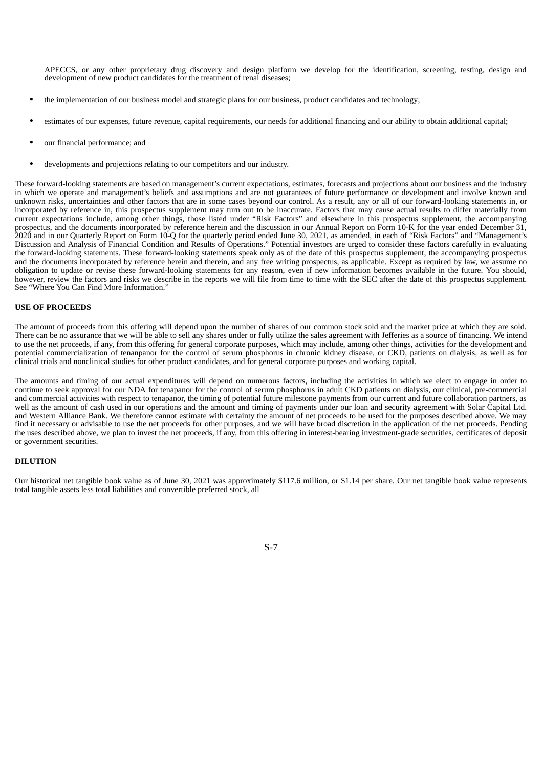APECCS, or any other proprietary drug discovery and design platform we develop for the identification, screening, testing, design and development of new product candidates for the treatment of renal diseases;

- the implementation of our business model and strategic plans for our business, product candidates and technology;
- estimates of our expenses, future revenue, capital requirements, our needs for additional financing and our ability to obtain additional capital;
- our financial performance; and
- developments and projections relating to our competitors and our industry.

These forward-looking statements are based on management's current expectations, estimates, forecasts and projections about our business and the industry in which we operate and management's beliefs and assumptions and are not guarantees of future performance or development and involve known and unknown risks, uncertainties and other factors that are in some cases beyond our control. As a result, any or all of our forward-looking statements in, or incorporated by reference in, this prospectus supplement may turn out to be inaccurate. Factors that may cause actual results to differ materially from current expectations include, among other things, those listed under "Risk Factors" and elsewhere in this prospectus supplement, the accompanying prospectus, and the documents incorporated by reference herein and the discussion in our Annual Report on Form 10-K for the year ended December 31, 2020 and in our Quarterly Report on Form 10-Q for the quarterly period ended June 30, 2021, as amended, in each of "Risk Factors" and "Management's Discussion and Analysis of Financial Condition and Results of Operations." Potential investors are urged to consider these factors carefully in evaluating the forward-looking statements. These forward-looking statements speak only as of the date of this prospectus supplement, the accompanying prospectus and the documents incorporated by reference herein and therein, and any free writing prospectus, as applicable. Except as required by law, we assume no obligation to update or revise these forward-looking statements for any reason, even if new information becomes available in the future. You should, however, review the factors and risks we describe in the reports we will file from time to time with the SEC after the date of this prospectus supplement. See "Where You Can Find More Information."

## USE OF PROCEEDS

The amount of proceeds from this offering will depend upon the number of shares of our common stock sold and the market price at which they are sold. There can be no assurance that we will be able to sell any shares under or fully utilize the sales agreement with Jefferies as a source of financing. We intend to use the net proceeds, if any, from this offering for general corporate purposes, which may include, among other things, activities for the development and potential commercialization of tenanpanor for the control of serum phosphorus in chronic kidney disease, or CKD, patients on dialysis, as well as for clinical trials and nonclinical studies for other product candidates, and for general corporate purposes and working capital.

The amounts and timing of our actual expenditures will depend on numerous factors, including the activities in which we elect to engage in order to continue to seek approval for our NDA for tenapanor for the control of serum phosphorus in adult CKD patients on dialysis, our clinical, pre-commercial and commercial activities with respect to tenapanor, the timing of potential future milestone payments from our current and future collaboration partners, as well as the amount of cash used in our operations and the amount and timing of payments under our loan and security agreement with Solar Capital Ltd. and Western Alliance Bank. We therefore cannot estimate with certainty the amount of net proceeds to be used for the purposes described above. We may find it necessary or advisable to use the net proceeds for other purposes, and we will have broad discretion in the application of the net proceeds. Pending the uses described above, we plan to invest the net proceeds, if any, from this offering in interest-bearing investment-grade securities, certificates of deposit or government securities.

## DILUTION

Our historical net tangible book value as of June 30, 2021 was approximately $117.6 million, or $1.14 per share. Our net tangible book value represents total tangible assets less total liabilities and convertible preferred stock, all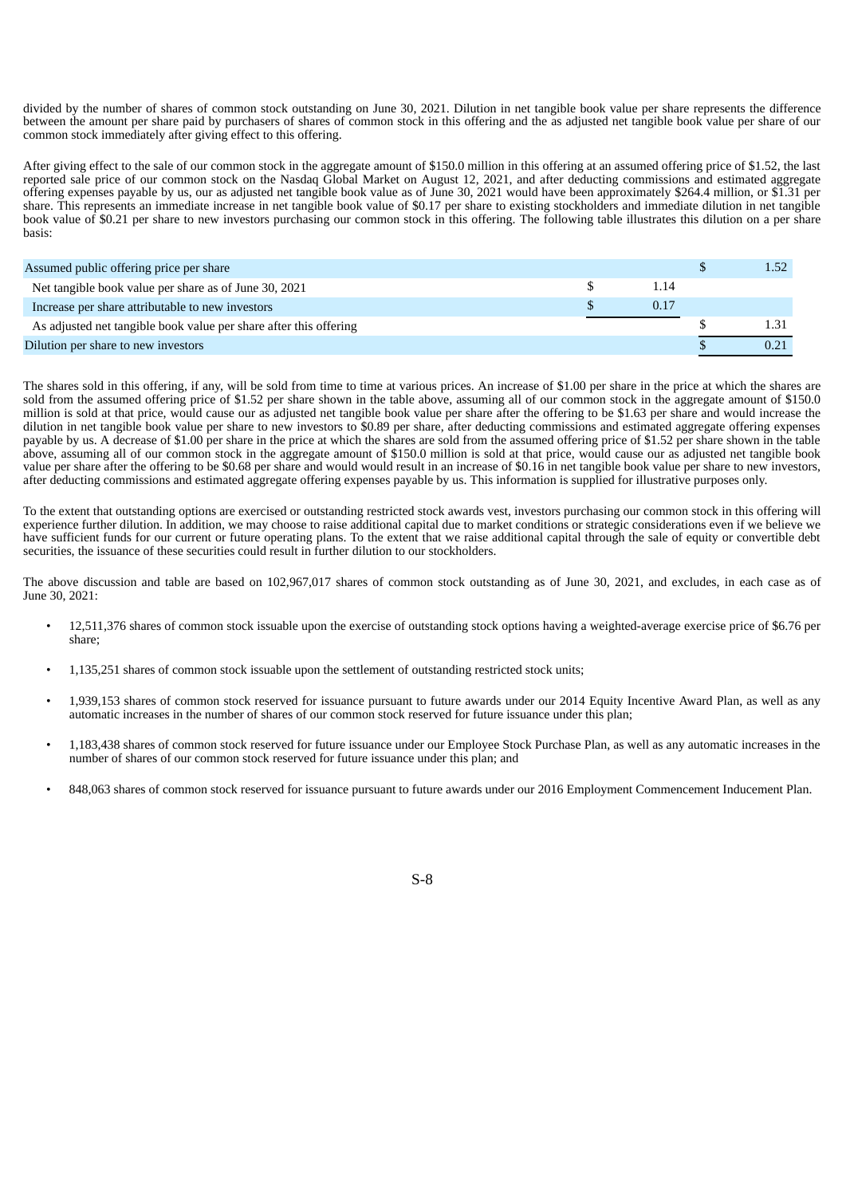divided by the number of shares of common stock outstanding on June 30, 2021. Dilution in net tangible book value per share represents the difference between the amount per share paid by purchasers of shares of common stock in this offering and the as adjusted net tangible book value per share of our common stock immediately after giving effect to this offering.

After giving effect to the sale of our common stock in the aggregate amount of $150.0 million in this offering at an assumed offering price of $1.52, the last reported sale price of our common stock on the Nasdaq Global Market on August 12, 2021, and after deducting commissions and estimated aggregate offering expenses payable by us, our as adjusted net tangible book value as of June 30, 2021 would have been approximately $264.4 million, or $1.31 per share. This represents an immediate increase in net tangible book value of $0.17 per share to existing stockholders and immediate dilution in net tangible book value of $0.21 per share to new investors purchasing our common stock in this offering. The following table illustrates this dilution on a per share basis:

| | | |
|---|---|---|
| Assumed public offering price per share | | $ 1.52 |
| Net tangible book value per share as of June 30, 2021 | $ 1.14 | |
| Increase per share attributable to new investors | $ 0.17 | |
| As adjusted net tangible book value per share after this offering | | $ 1.31 |
| Dilution per share to new investors | | $ 0.21 |

The shares sold in this offering, if any, will be sold from time to time at various prices. An increase of $1.00 per share in the price at which the shares are sold from the assumed offering price of $1.52 per share shown in the table above, assuming all of our common stock in the aggregate amount of $150.0 million is sold at that price, would cause our as adjusted net tangible book value per share after the offering to be $1.63 per share and would increase the dilution in net tangible book value per share to new investors to $0.89 per share, after deducting commissions and estimated aggregate offering expenses payable by us. A decrease of $1.00 per share in the price at which the shares are sold from the assumed offering price of $1.52 per share shown in the table above, assuming all of our common stock in the aggregate amount of $150.0 million is sold at that price, would cause our as adjusted net tangible book value per share after the offering to be $0.68 per share and would would result in an increase of $0.16 in net tangible book value per share to new investors, after deducting commissions and estimated aggregate offering expenses payable by us. This information is supplied for illustrative purposes only.

To the extent that outstanding options are exercised or outstanding restricted stock awards vest, investors purchasing our common stock in this offering will experience further dilution. In addition, we may choose to raise additional capital due to market conditions or strategic considerations even if we believe we have sufficient funds for our current or future operating plans. To the extent that we raise additional capital through the sale of equity or convertible debt securities, the issuance of these securities could result in further dilution to our stockholders.

The above discussion and table are based on 102,967,017 shares of common stock outstanding as of June 30, 2021, and excludes, in each case as of June 30, 2021:

- 12,511,376 shares of common stock issuable upon the exercise of outstanding stock options having a weighted-average exercise price of $6.76 per share;
- 1,135,251 shares of common stock issuable upon the settlement of outstanding restricted stock units;
- 1,939,153 shares of common stock reserved for issuance pursuant to future awards under our 2014 Equity Incentive Award Plan, as well as any automatic increases in the number of shares of our common stock reserved for future issuance under this plan;
- 1,183,438 shares of common stock reserved for future issuance under our Employee Stock Purchase Plan, as well as any automatic increases in the number of shares of our common stock reserved for future issuance under this plan; and
- 848,063 shares of common stock reserved for issuance pursuant to future awards under our 2016 Employment Commencement Inducement Plan.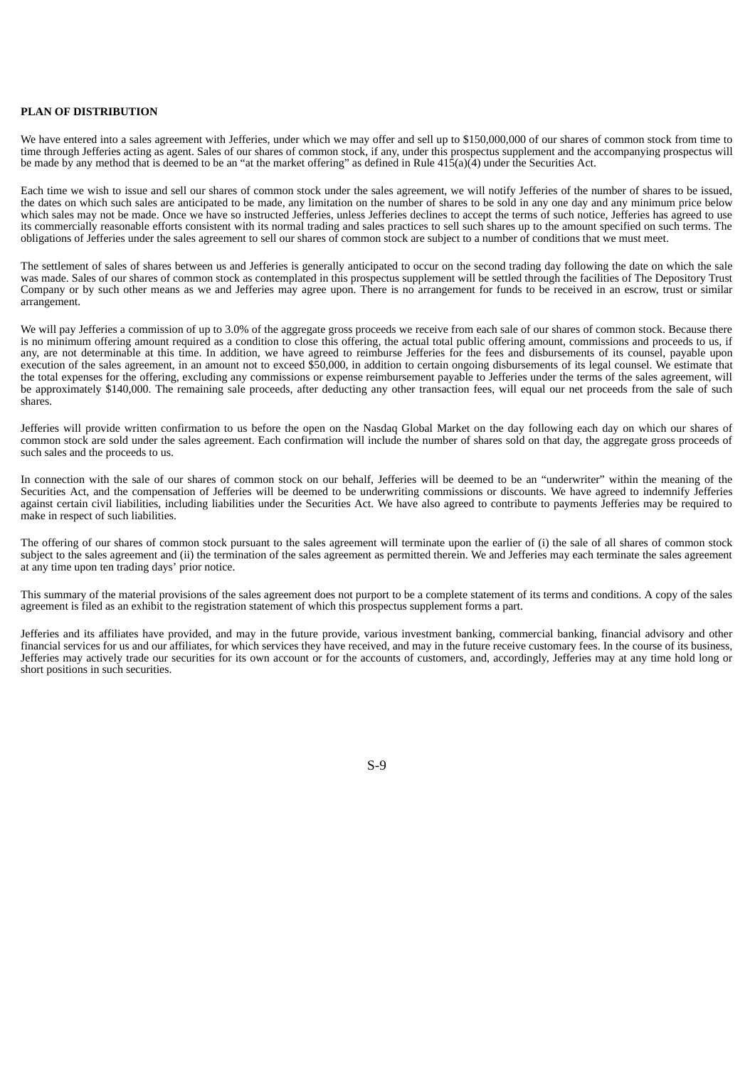**PLAN OF DISTRIBUTION**

We have entered into a sales agreement with Jefferies, under which we may offer and sell up to $150,000,000 of our shares of common stock from time to time through Jefferies acting as agent. Sales of our shares of common stock, if any, under this prospectus supplement and the accompanying prospectus will be made by any method that is deemed to be an "at the market offering" as defined in Rule 415(a)(4) under the Securities Act.

Each time we wish to issue and sell our shares of common stock under the sales agreement, we will notify Jefferies of the number of shares to be issued, the dates on which such sales are anticipated to be made, any limitation on the number of shares to be sold in any one day and any minimum price below which sales may not be made. Once we have so instructed Jefferies, unless Jefferies declines to accept the terms of such notice, Jefferies has agreed to use its commercially reasonable efforts consistent with its normal trading and sales practices to sell such shares up to the amount specified on such terms. The obligations of Jefferies under the sales agreement to sell our shares of common stock are subject to a number of conditions that we must meet.

The settlement of sales of shares between us and Jefferies is generally anticipated to occur on the second trading day following the date on which the sale was made. Sales of our shares of common stock as contemplated in this prospectus supplement will be settled through the facilities of The Depository Trust Company or by such other means as we and Jefferies may agree upon. There is no arrangement for funds to be received in an escrow, trust or similar arrangement.

We will pay Jefferies a commission of up to 3.0% of the aggregate gross proceeds we receive from each sale of our shares of common stock. Because there is no minimum offering amount required as a condition to close this offering, the actual total public offering amount, commissions and proceeds to us, if any, are not determinable at this time. In addition, we have agreed to reimburse Jefferies for the fees and disbursements of its counsel, payable upon execution of the sales agreement, in an amount not to exceed $50,000, in addition to certain ongoing disbursements of its legal counsel. We estimate that the total expenses for the offering, excluding any commissions or expense reimbursement payable to Jefferies under the terms of the sales agreement, will be approximately $140,000. The remaining sale proceeds, after deducting any other transaction fees, will equal our net proceeds from the sale of such shares.

Jefferies will provide written confirmation to us before the open on the Nasdaq Global Market on the day following each day on which our shares of common stock are sold under the sales agreement. Each confirmation will include the number of shares sold on that day, the aggregate gross proceeds of such sales and the proceeds to us.

In connection with the sale of our shares of common stock on our behalf, Jefferies will be deemed to be an "underwriter" within the meaning of the Securities Act, and the compensation of Jefferies will be deemed to be underwriting commissions or discounts. We have agreed to indemnify Jefferies against certain civil liabilities, including liabilities under the Securities Act. We have also agreed to contribute to payments Jefferies may be required to make in respect of such liabilities.

The offering of our shares of common stock pursuant to the sales agreement will terminate upon the earlier of (i) the sale of all shares of common stock subject to the sales agreement and (ii) the termination of the sales agreement as permitted therein. We and Jefferies may each terminate the sales agreement at any time upon ten trading days' prior notice.

This summary of the material provisions of the sales agreement does not purport to be a complete statement of its terms and conditions. A copy of the sales agreement is filed as an exhibit to the registration statement of which this prospectus supplement forms a part.

Jefferies and its affiliates have provided, and may in the future provide, various investment banking, commercial banking, financial advisory and other financial services for us and our affiliates, for which services they have received, and may in the future receive customary fees. In the course of its business, Jefferies may actively trade our securities for its own account or for the accounts of customers, and, accordingly, Jefferies may at any time hold long or short positions in such securities.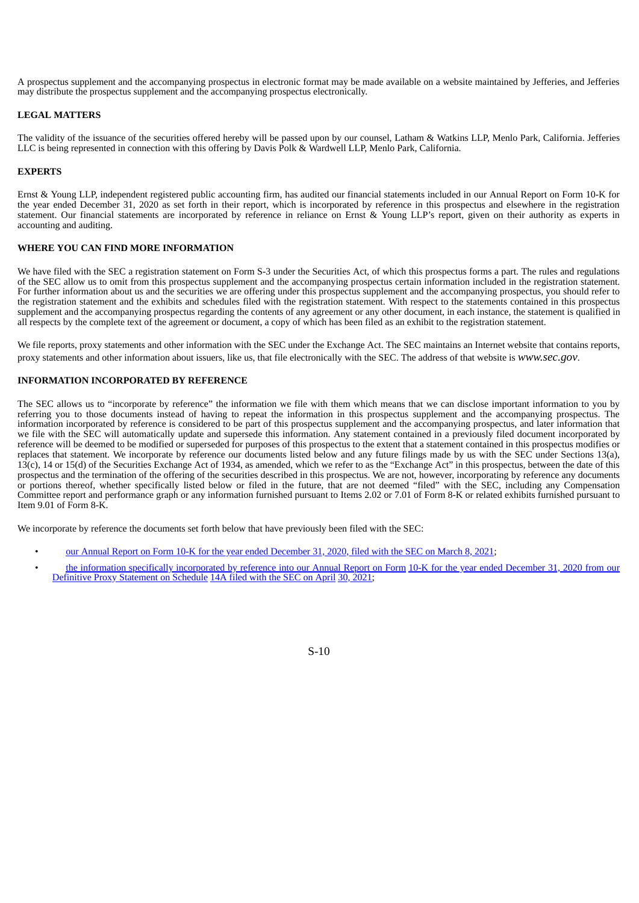A prospectus supplement and the accompanying prospectus in electronic format may be made available on a website maintained by Jefferies, and Jefferies may distribute the prospectus supplement and the accompanying prospectus electronically.

## LEGAL MATTERS

The validity of the issuance of the securities offered hereby will be passed upon by our counsel, Latham & Watkins LLP, Menlo Park, California. Jefferies LLC is being represented in connection with this offering by Davis Polk & Wardwell LLP, Menlo Park, California.

## EXPERTS

Ernst & Young LLP, independent registered public accounting firm, has audited our financial statements included in our Annual Report on Form 10-K for the year ended December 31, 2020 as set forth in their report, which is incorporated by reference in this prospectus and elsewhere in the registration statement. Our financial statements are incorporated by reference in reliance on Ernst & Young LLP's report, given on their authority as experts in accounting and auditing.

## WHERE YOU CAN FIND MORE INFORMATION

We have filed with the SEC a registration statement on Form S-3 under the Securities Act, of which this prospectus forms a part. The rules and regulations of the SEC allow us to omit from this prospectus supplement and the accompanying prospectus certain information included in the registration statement. For further information about us and the securities we are offering under this prospectus supplement and the accompanying prospectus, you should refer to the registration statement and the exhibits and schedules filed with the registration statement. With respect to the statements contained in this prospectus supplement and the accompanying prospectus regarding the contents of any agreement or any other document, in each instance, the statement is qualified in all respects by the complete text of the agreement or document, a copy of which has been filed as an exhibit to the registration statement.

We file reports, proxy statements and other information with the SEC under the Exchange Act. The SEC maintains an Internet website that contains reports, proxy statements and other information about issuers, like us, that file electronically with the SEC. The address of that website is *www.sec.gov*.

## INFORMATION INCORPORATED BY REFERENCE

The SEC allows us to "incorporate by reference" the information we file with them which means that we can disclose important information to you by referring you to those documents instead of having to repeat the information in this prospectus supplement and the accompanying prospectus. The information incorporated by reference is considered to be part of this prospectus supplement and the accompanying prospectus, and later information that we file with the SEC will automatically update and supersede this information. Any statement contained in a previously filed document incorporated by reference will be deemed to be modified or superseded for purposes of this prospectus to the extent that a statement contained in this prospectus modifies or replaces that statement. We incorporate by reference our documents listed below and any future filings made by us with the SEC under Sections 13(a), 13(c), 14 or 15(d) of the Securities Exchange Act of 1934, as amended, which we refer to as the "Exchange Act" in this prospectus, between the date of this prospectus and the termination of the offering of the securities described in this prospectus. We are not, however, incorporating by reference any documents or portions thereof, whether specifically listed below or filed in the future, that are not deemed "filed" with the SEC, including any Compensation Committee report and performance graph or any information furnished pursuant to Items 2.02 or 7.01 of Form 8-K or related exhibits furnished pursuant to Item 9.01 of Form 8-K.

We incorporate by reference the documents set forth below that have previously been filed with the SEC:

- our Annual Report on Form 10-K for the year ended December 31, 2020, filed with the SEC on March 8, 2021;
- the information specifically incorporated by reference into our Annual Report on Form 10-K for the year ended December 31, 2020 from our Definitive Proxy Statement on Schedule 14A filed with the SEC on April 30, 2021;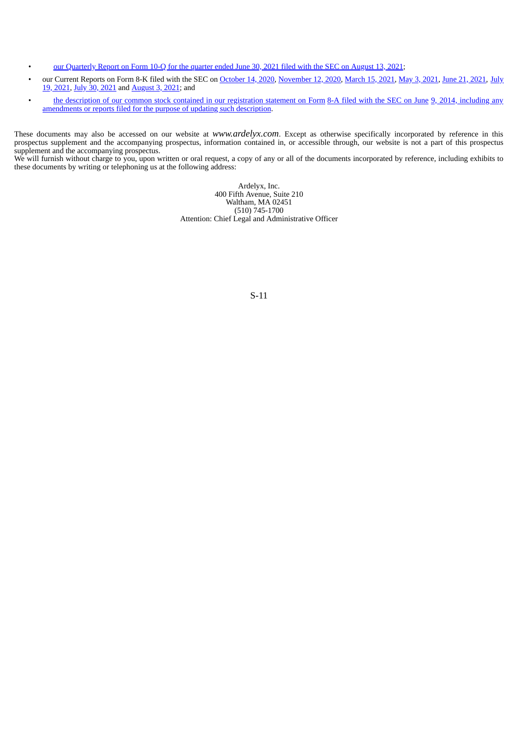- our Quarterly Report on Form 10-Q for the quarter ended June 30, 2021 filed with the SEC on August 13, 2021;
- our Current Reports on Form 8-K filed with the SEC on October 14, 2020, November 12, 2020, March 15, 2021, May 3, 2021, June 21, 2021, July 19, 2021, July 30, 2021 and August 3, 2021; and
- the description of our common stock contained in our registration statement on Form 8-A filed with the SEC on June 9, 2014, including any amendments or reports filed for the purpose of updating such description.

These documents may also be accessed on our website at *www.ardelyx.com*. Except as otherwise specifically incorporated by reference in this prospectus supplement and the accompanying prospectus, information contained in, or accessible through, our website is not a part of this prospectus supplement and the accompanying prospectus.

We will furnish without charge to you, upon written or oral request, a copy of any or all of the documents incorporated by reference, including exhibits to these documents by writing or telephoning us at the following address:

Ardelyx, Inc.
400 Fifth Avenue, Suite 210
Waltham, MA 02451
(510) 745-1700
Attention: Chief Legal and Administrative Officer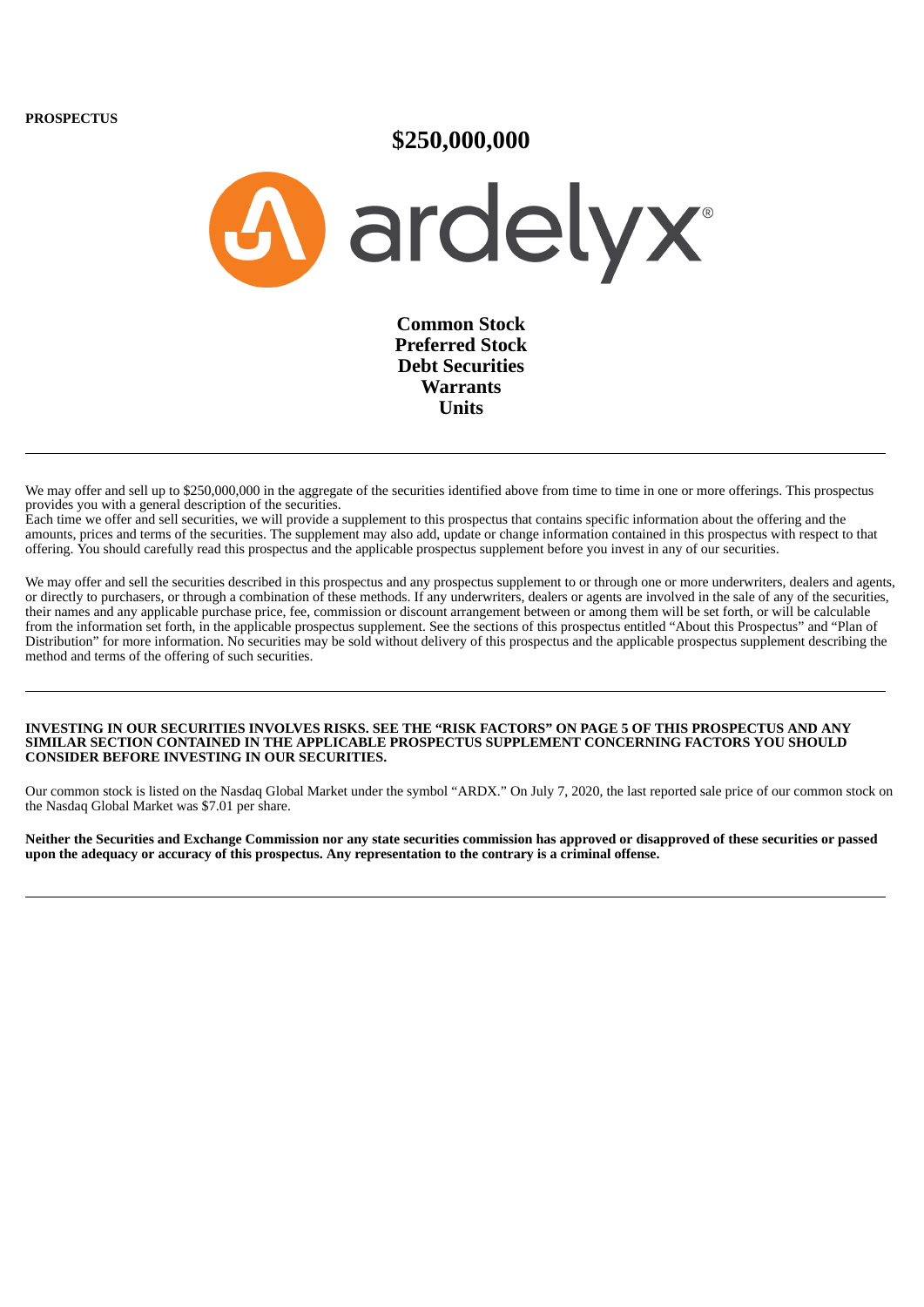**PROSPECTUS**

# $250,000,000

ardelyx®

**Common Stock**
**Preferred Stock**
**Debt Securities**
**Warrants**
**Units**

---

We may offer and sell up to $250,000,000 in the aggregate of the securities identified above from time to time in one or more offerings. This prospectus provides you with a general description of the securities.
Each time we offer and sell securities, we will provide a supplement to this prospectus that contains specific information about the offering and the amounts, prices and terms of the securities. The supplement may also add, update or change information contained in this prospectus with respect to that offering. You should carefully read this prospectus and the applicable prospectus supplement before you invest in any of our securities.

We may offer and sell the securities described in this prospectus and any prospectus supplement to or through one or more underwriters, dealers and agents, or directly to purchasers, or through a combination of these methods. If any underwriters, dealers or agents are involved in the sale of any of the securities, their names and any applicable purchase price, fee, commission or discount arrangement between or among them will be set forth, or will be calculable from the information set forth, in the applicable prospectus supplement. See the sections of this prospectus entitled "About this Prospectus" and "Plan of Distribution" for more information. No securities may be sold without delivery of this prospectus and the applicable prospectus supplement describing the method and terms of the offering of such securities.

---

**INVESTING IN OUR SECURITIES INVOLVES RISKS. SEE THE "RISK FACTORS" ON PAGE 5 OF THIS PROSPECTUS AND ANY SIMILAR SECTION CONTAINED IN THE APPLICABLE PROSPECTUS SUPPLEMENT CONCERNING FACTORS YOU SHOULD CONSIDER BEFORE INVESTING IN OUR SECURITIES.**

Our common stock is listed on the Nasdaq Global Market under the symbol "ARDX." On July 7, 2020, the last reported sale price of our common stock on the Nasdaq Global Market was $7.01 per share.

**Neither the Securities and Exchange Commission nor any state securities commission has approved or disapproved of these securities or passed upon the adequacy or accuracy of this prospectus. Any representation to the contrary is a criminal offense.**

---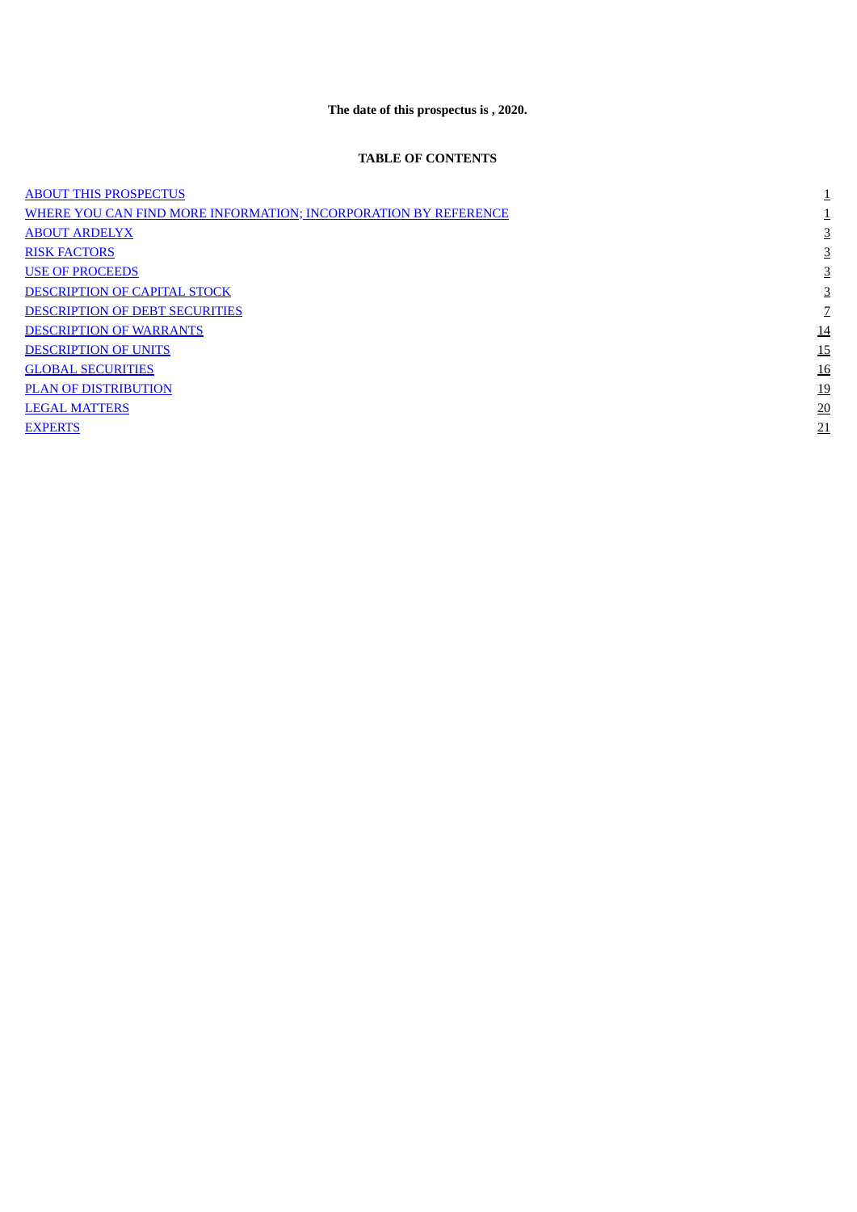**The date of this prospectus is , 2020.**

**TABLE OF CONTENTS**

| | |
|---|---|
| ABOUT THIS PROSPECTUS | 1 |
| WHERE YOU CAN FIND MORE INFORMATION; INCORPORATION BY REFERENCE | 1 |
| ABOUT ARDELYX | 3 |
| RISK FACTORS | 3 |
| USE OF PROCEEDS | 3 |
| DESCRIPTION OF CAPITAL STOCK | 3 |
| DESCRIPTION OF DEBT SECURITIES | 7 |
| DESCRIPTION OF WARRANTS | 14 |
| DESCRIPTION OF UNITS | 15 |
| GLOBAL SECURITIES | 16 |
| PLAN OF DISTRIBUTION | 19 |
| LEGAL MATTERS | 20 |
| EXPERTS | 21 |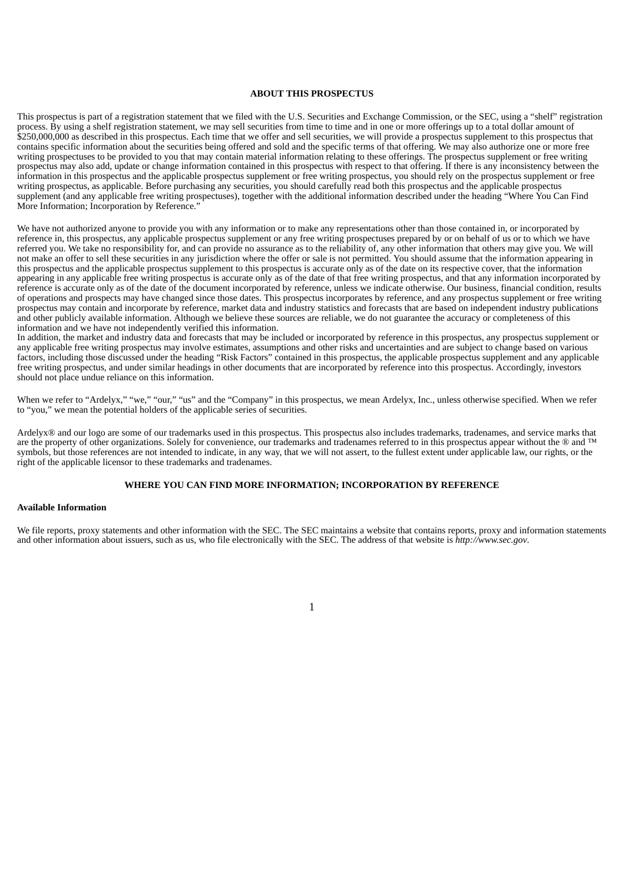## ABOUT THIS PROSPECTUS

This prospectus is part of a registration statement that we filed with the U.S. Securities and Exchange Commission, or the SEC, using a "shelf" registration process. By using a shelf registration statement, we may sell securities from time to time and in one or more offerings up to a total dollar amount of $250,000,000 as described in this prospectus. Each time that we offer and sell securities, we will provide a prospectus supplement to this prospectus that contains specific information about the securities being offered and sold and the specific terms of that offering. We may also authorize one or more free writing prospectuses to be provided to you that may contain material information relating to these offerings. The prospectus supplement or free writing prospectus may also add, update or change information contained in this prospectus with respect to that offering. If there is any inconsistency between the information in this prospectus and the applicable prospectus supplement or free writing prospectus, you should rely on the prospectus supplement or free writing prospectus, as applicable. Before purchasing any securities, you should carefully read both this prospectus and the applicable prospectus supplement (and any applicable free writing prospectuses), together with the additional information described under the heading "Where You Can Find More Information; Incorporation by Reference."

We have not authorized anyone to provide you with any information or to make any representations other than those contained in, or incorporated by reference in, this prospectus, any applicable prospectus supplement or any free writing prospectuses prepared by or on behalf of us or to which we have referred you. We take no responsibility for, and can provide no assurance as to the reliability of, any other information that others may give you. We will not make an offer to sell these securities in any jurisdiction where the offer or sale is not permitted. You should assume that the information appearing in this prospectus and the applicable prospectus supplement to this prospectus is accurate only as of the date on its respective cover, that the information appearing in any applicable free writing prospectus is accurate only as of the date of that free writing prospectus, and that any information incorporated by reference is accurate only as of the date of the document incorporated by reference, unless we indicate otherwise. Our business, financial condition, results of operations and prospects may have changed since those dates. This prospectus incorporates by reference, and any prospectus supplement or free writing prospectus may contain and incorporate by reference, market data and industry statistics and forecasts that are based on independent industry publications and other publicly available information. Although we believe these sources are reliable, we do not guarantee the accuracy or completeness of this information and we have not independently verified this information.
In addition, the market and industry data and forecasts that may be included or incorporated by reference in this prospectus, any prospectus supplement or any applicable free writing prospectus may involve estimates, assumptions and other risks and uncertainties and are subject to change based on various factors, including those discussed under the heading "Risk Factors" contained in this prospectus, the applicable prospectus supplement and any applicable free writing prospectus, and under similar headings in other documents that are incorporated by reference into this prospectus. Accordingly, investors should not place undue reliance on this information.

When we refer to "Ardelyx," "we," "our," "us" and the "Company" in this prospectus, we mean Ardelyx, Inc., unless otherwise specified. When we refer to "you," we mean the potential holders of the applicable series of securities.

Ardelyx® and our logo are some of our trademarks used in this prospectus. This prospectus also includes trademarks, tradenames, and service marks that are the property of other organizations. Solely for convenience, our trademarks and tradenames referred to in this prospectus appear without the ® and ™ symbols, but those references are not intended to indicate, in any way, that we will not assert, to the fullest extent under applicable law, our rights, or the right of the applicable licensor to these trademarks and tradenames.

## WHERE YOU CAN FIND MORE INFORMATION; INCORPORATION BY REFERENCE

**Available Information**

We file reports, proxy statements and other information with the SEC. The SEC maintains a website that contains reports, proxy and information statements and other information about issuers, such as us, who file electronically with the SEC. The address of that website is *http://www.sec.gov*.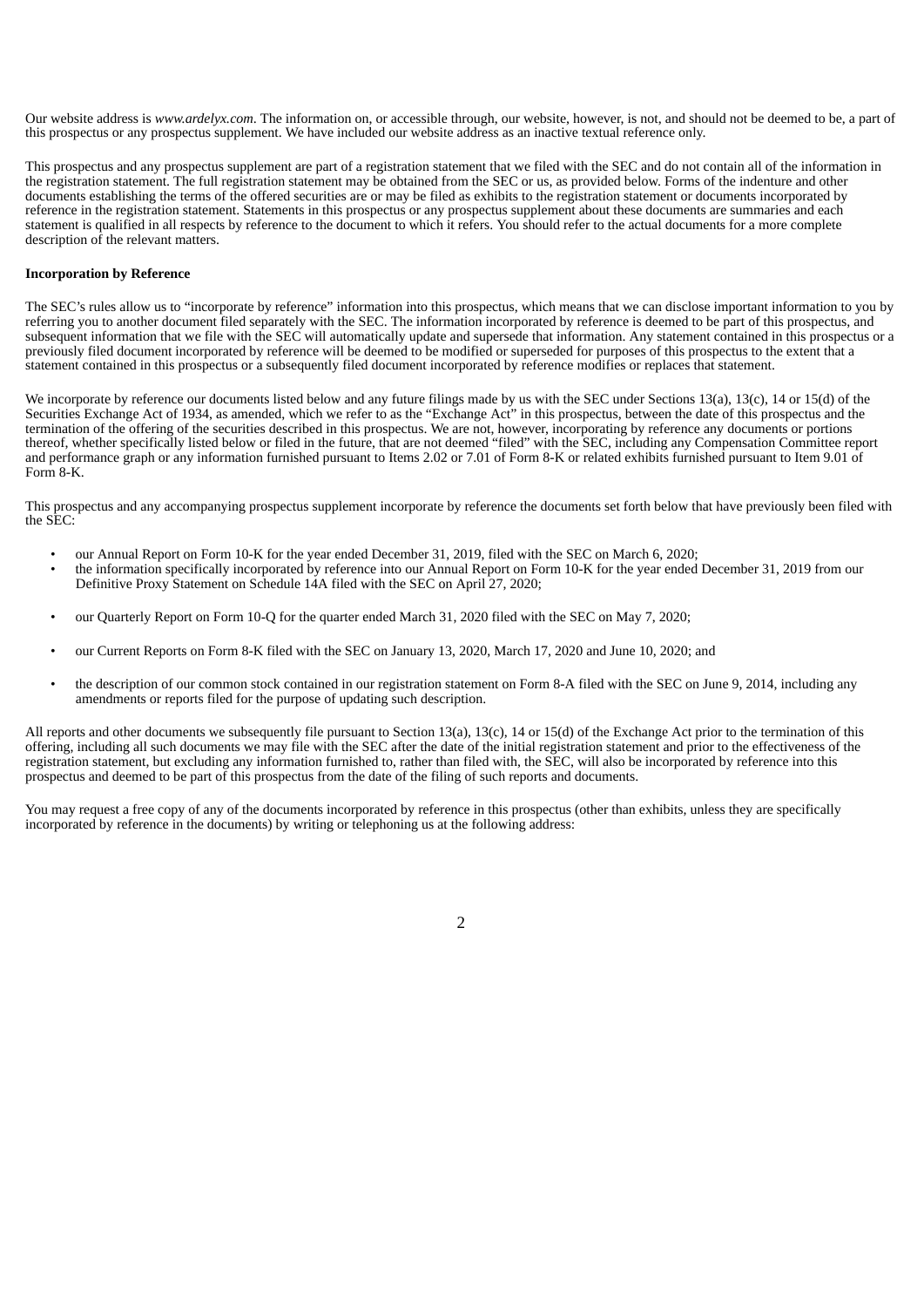Our website address is *www.ardelyx.com*. The information on, or accessible through, our website, however, is not, and should not be deemed to be, a part of this prospectus or any prospectus supplement. We have included our website address as an inactive textual reference only.

This prospectus and any prospectus supplement are part of a registration statement that we filed with the SEC and do not contain all of the information in the registration statement. The full registration statement may be obtained from the SEC or us, as provided below. Forms of the indenture and other documents establishing the terms of the offered securities are or may be filed as exhibits to the registration statement or documents incorporated by reference in the registration statement. Statements in this prospectus or any prospectus supplement about these documents are summaries and each statement is qualified in all respects by reference to the document to which it refers. You should refer to the actual documents for a more complete description of the relevant matters.

**Incorporation by Reference**

The SEC's rules allow us to "incorporate by reference" information into this prospectus, which means that we can disclose important information to you by referring you to another document filed separately with the SEC. The information incorporated by reference is deemed to be part of this prospectus, and subsequent information that we file with the SEC will automatically update and supersede that information. Any statement contained in this prospectus or a previously filed document incorporated by reference will be deemed to be modified or superseded for purposes of this prospectus to the extent that a statement contained in this prospectus or a subsequently filed document incorporated by reference modifies or replaces that statement.

We incorporate by reference our documents listed below and any future filings made by us with the SEC under Sections 13(a), 13(c), 14 or 15(d) of the Securities Exchange Act of 1934, as amended, which we refer to as the "Exchange Act" in this prospectus, between the date of this prospectus and the termination of the offering of the securities described in this prospectus. We are not, however, incorporating by reference any documents or portions thereof, whether specifically listed below or filed in the future, that are not deemed "filed" with the SEC, including any Compensation Committee report and performance graph or any information furnished pursuant to Items 2.02 or 7.01 of Form 8-K or related exhibits furnished pursuant to Item 9.01 of Form 8-K.

This prospectus and any accompanying prospectus supplement incorporate by reference the documents set forth below that have previously been filed with the SEC:

- our Annual Report on Form 10-K for the year ended December 31, 2019, filed with the SEC on March 6, 2020;
- the information specifically incorporated by reference into our Annual Report on Form 10-K for the year ended December 31, 2019 from our Definitive Proxy Statement on Schedule 14A filed with the SEC on April 27, 2020;
- our Quarterly Report on Form 10-Q for the quarter ended March 31, 2020 filed with the SEC on May 7, 2020;
- our Current Reports on Form 8-K filed with the SEC on January 13, 2020, March 17, 2020 and June 10, 2020; and
- the description of our common stock contained in our registration statement on Form 8-A filed with the SEC on June 9, 2014, including any amendments or reports filed for the purpose of updating such description.

All reports and other documents we subsequently file pursuant to Section 13(a), 13(c), 14 or 15(d) of the Exchange Act prior to the termination of this offering, including all such documents we may file with the SEC after the date of the initial registration statement and prior to the effectiveness of the registration statement, but excluding any information furnished to, rather than filed with, the SEC, will also be incorporated by reference into this prospectus and deemed to be part of this prospectus from the date of the filing of such reports and documents.

You may request a free copy of any of the documents incorporated by reference in this prospectus (other than exhibits, unless they are specifically incorporated by reference in the documents) by writing or telephoning us at the following address: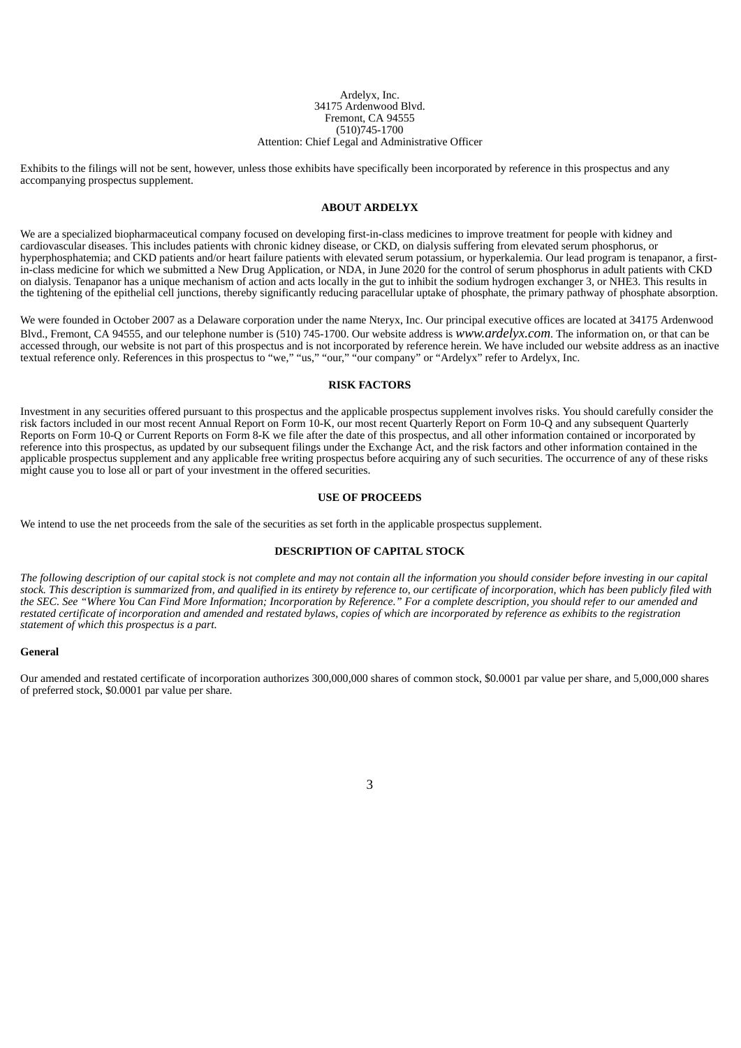Ardelyx, Inc.
34175 Ardenwood Blvd.
Fremont, CA 94555
(510)745-1700
Attention: Chief Legal and Administrative Officer

Exhibits to the filings will not be sent, however, unless those exhibits have specifically been incorporated by reference in this prospectus and any accompanying prospectus supplement.

## ABOUT ARDELYX

We are a specialized biopharmaceutical company focused on developing first-in-class medicines to improve treatment for people with kidney and cardiovascular diseases. This includes patients with chronic kidney disease, or CKD, on dialysis suffering from elevated serum phosphorus, or hyperphosphatemia; and CKD patients and/or heart failure patients with elevated serum potassium, or hyperkalemia. Our lead program is tenapanor, a first-in-class medicine for which we submitted a New Drug Application, or NDA, in June 2020 for the control of serum phosphorus in adult patients with CKD on dialysis. Tenapanor has a unique mechanism of action and acts locally in the gut to inhibit the sodium hydrogen exchanger 3, or NHE3. This results in the tightening of the epithelial cell junctions, thereby significantly reducing paracellular uptake of phosphate, the primary pathway of phosphate absorption.

We were founded in October 2007 as a Delaware corporation under the name Nteryx, Inc. Our principal executive offices are located at 34175 Ardenwood Blvd., Fremont, CA 94555, and our telephone number is (510) 745-1700. Our website address is *www.ardelyx.com*. The information on, or that can be accessed through, our website is not part of this prospectus and is not incorporated by reference herein. We have included our website address as an inactive textual reference only. References in this prospectus to "we," "us," "our," "our company" or "Ardelyx" refer to Ardelyx, Inc.

## RISK FACTORS

Investment in any securities offered pursuant to this prospectus and the applicable prospectus supplement involves risks. You should carefully consider the risk factors included in our most recent Annual Report on Form 10-K, our most recent Quarterly Report on Form 10-Q and any subsequent Quarterly Reports on Form 10-Q or Current Reports on Form 8-K we file after the date of this prospectus, and all other information contained or incorporated by reference into this prospectus, as updated by our subsequent filings under the Exchange Act, and the risk factors and other information contained in the applicable prospectus supplement and any applicable free writing prospectus before acquiring any of such securities. The occurrence of any of these risks might cause you to lose all or part of your investment in the offered securities.

## USE OF PROCEEDS

We intend to use the net proceeds from the sale of the securities as set forth in the applicable prospectus supplement.

## DESCRIPTION OF CAPITAL STOCK

*The following description of our capital stock is not complete and may not contain all the information you should consider before investing in our capital stock. This description is summarized from, and qualified in its entirety by reference to, our certificate of incorporation, which has been publicly filed with the SEC. See "Where You Can Find More Information; Incorporation by Reference." For a complete description, you should refer to our amended and restated certificate of incorporation and amended and restated bylaws, copies of which are incorporated by reference as exhibits to the registration statement of which this prospectus is a part.*

### General

Our amended and restated certificate of incorporation authorizes 300,000,000 shares of common stock, $0.0001 par value per share, and 5,000,000 shares of preferred stock, $0.0001 par value per share.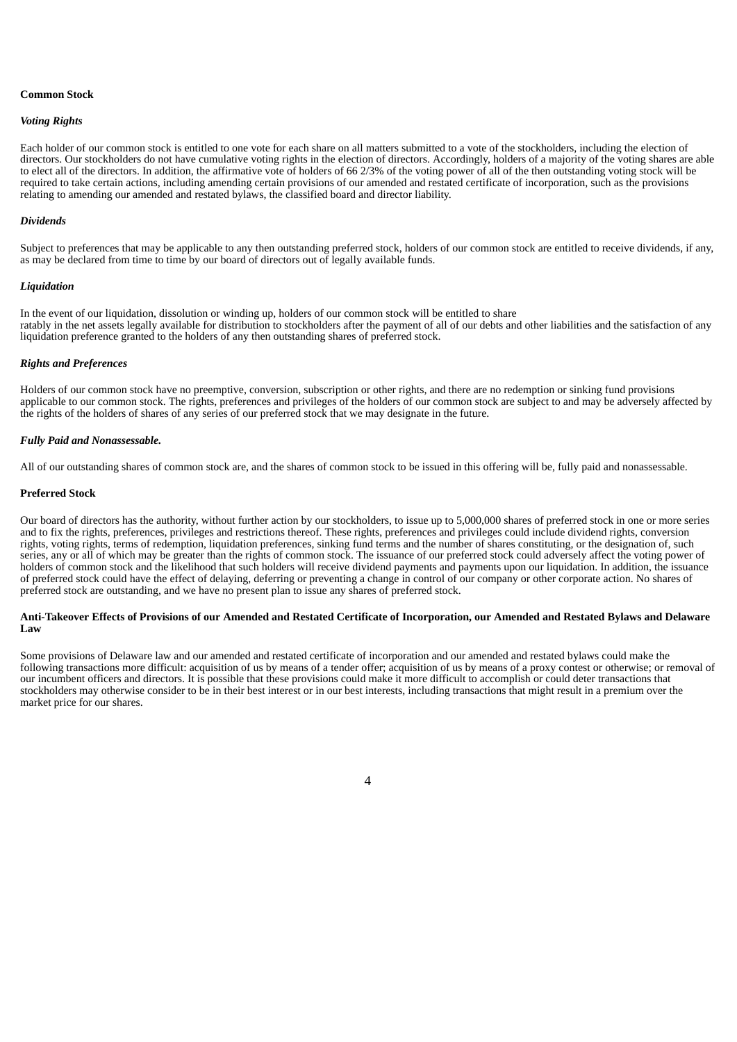## Common Stock

### *Voting Rights*

Each holder of our common stock is entitled to one vote for each share on all matters submitted to a vote of the stockholders, including the election of directors. Our stockholders do not have cumulative voting rights in the election of directors. Accordingly, holders of a majority of the voting shares are able to elect all of the directors. In addition, the affirmative vote of holders of 66 2/3% of the voting power of all of the then outstanding voting stock will be required to take certain actions, including amending certain provisions of our amended and restated certificate of incorporation, such as the provisions relating to amending our amended and restated bylaws, the classified board and director liability.

### *Dividends*

Subject to preferences that may be applicable to any then outstanding preferred stock, holders of our common stock are entitled to receive dividends, if any, as may be declared from time to time by our board of directors out of legally available funds.

### *Liquidation*

In the event of our liquidation, dissolution or winding up, holders of our common stock will be entitled to share ratably in the net assets legally available for distribution to stockholders after the payment of all of our debts and other liabilities and the satisfaction of any liquidation preference granted to the holders of any then outstanding shares of preferred stock.

### *Rights and Preferences*

Holders of our common stock have no preemptive, conversion, subscription or other rights, and there are no redemption or sinking fund provisions applicable to our common stock. The rights, preferences and privileges of the holders of our common stock are subject to and may be adversely affected by the rights of the holders of shares of any series of our preferred stock that we may designate in the future.

### *Fully Paid and Nonassessable.*

All of our outstanding shares of common stock are, and the shares of common stock to be issued in this offering will be, fully paid and nonassessable.

## Preferred Stock

Our board of directors has the authority, without further action by our stockholders, to issue up to 5,000,000 shares of preferred stock in one or more series and to fix the rights, preferences, privileges and restrictions thereof. These rights, preferences and privileges could include dividend rights, conversion rights, voting rights, terms of redemption, liquidation preferences, sinking fund terms and the number of shares constituting, or the designation of, such series, any or all of which may be greater than the rights of common stock. The issuance of our preferred stock could adversely affect the voting power of holders of common stock and the likelihood that such holders will receive dividend payments and payments upon our liquidation. In addition, the issuance of preferred stock could have the effect of delaying, deferring or preventing a change in control of our company or other corporate action. No shares of preferred stock are outstanding, and we have no present plan to issue any shares of preferred stock.

## Anti-Takeover Effects of Provisions of our Amended and Restated Certificate of Incorporation, our Amended and Restated Bylaws and Delaware Law

Some provisions of Delaware law and our amended and restated certificate of incorporation and our amended and restated bylaws could make the following transactions more difficult: acquisition of us by means of a tender offer; acquisition of us by means of a proxy contest or otherwise; or removal of our incumbent officers and directors. It is possible that these provisions could make it more difficult to accomplish or could deter transactions that stockholders may otherwise consider to be in their best interest or in our best interests, including transactions that might result in a premium over the market price for our shares.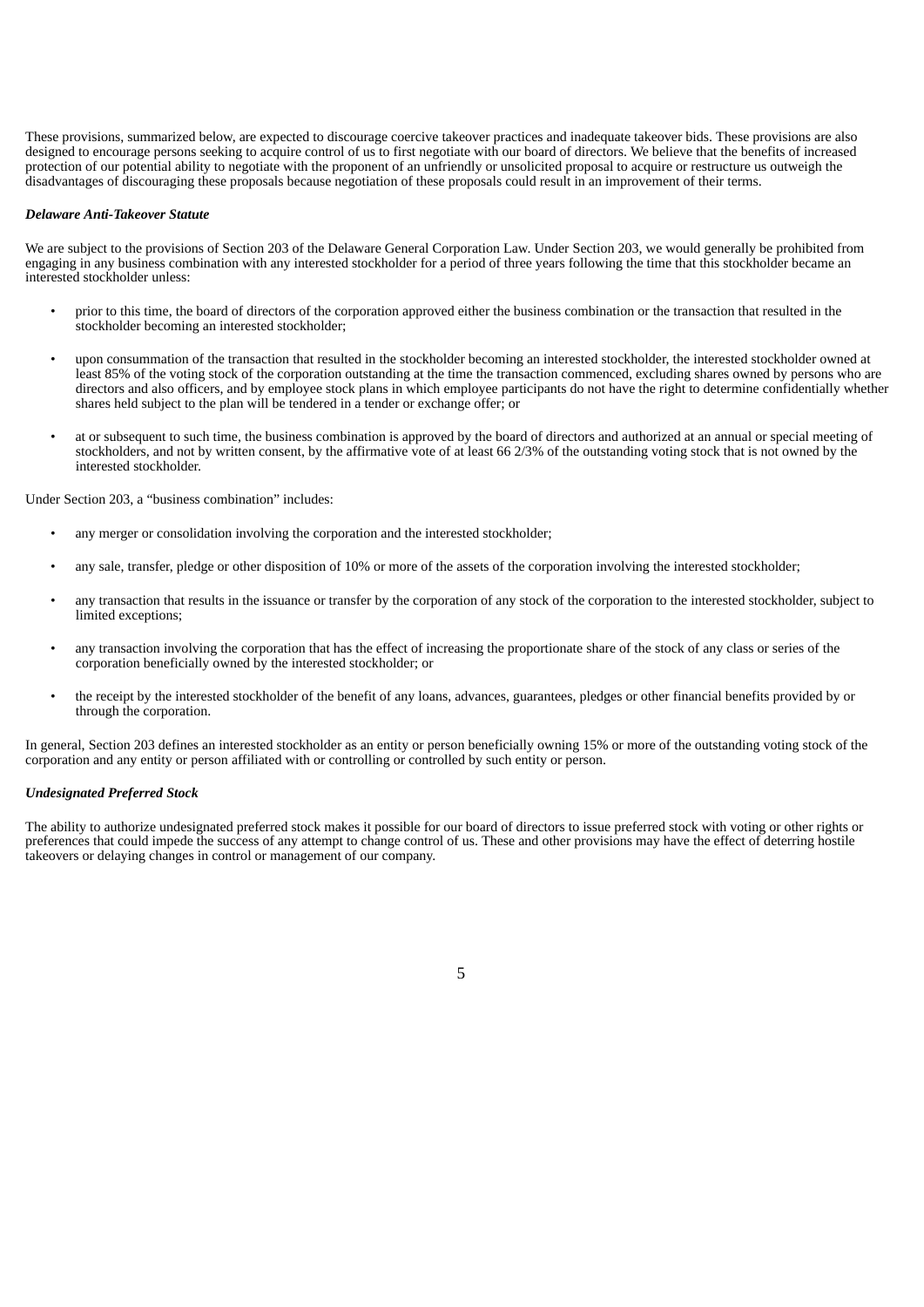These provisions, summarized below, are expected to discourage coercive takeover practices and inadequate takeover bids. These provisions are also designed to encourage persons seeking to acquire control of us to first negotiate with our board of directors. We believe that the benefits of increased protection of our potential ability to negotiate with the proponent of an unfriendly or unsolicited proposal to acquire or restructure us outweigh the disadvantages of discouraging these proposals because negotiation of these proposals could result in an improvement of their terms.

***Delaware Anti-Takeover Statute***

We are subject to the provisions of Section 203 of the Delaware General Corporation Law. Under Section 203, we would generally be prohibited from engaging in any business combination with any interested stockholder for a period of three years following the time that this stockholder became an interested stockholder unless:

- prior to this time, the board of directors of the corporation approved either the business combination or the transaction that resulted in the stockholder becoming an interested stockholder;
- upon consummation of the transaction that resulted in the stockholder becoming an interested stockholder, the interested stockholder owned at least 85% of the voting stock of the corporation outstanding at the time the transaction commenced, excluding shares owned by persons who are directors and also officers, and by employee stock plans in which employee participants do not have the right to determine confidentially whether shares held subject to the plan will be tendered in a tender or exchange offer; or
- at or subsequent to such time, the business combination is approved by the board of directors and authorized at an annual or special meeting of stockholders, and not by written consent, by the affirmative vote of at least 66 2/3% of the outstanding voting stock that is not owned by the interested stockholder.

Under Section 203, a "business combination" includes:

- any merger or consolidation involving the corporation and the interested stockholder;
- any sale, transfer, pledge or other disposition of 10% or more of the assets of the corporation involving the interested stockholder;
- any transaction that results in the issuance or transfer by the corporation of any stock of the corporation to the interested stockholder, subject to limited exceptions;
- any transaction involving the corporation that has the effect of increasing the proportionate share of the stock of any class or series of the corporation beneficially owned by the interested stockholder; or
- the receipt by the interested stockholder of the benefit of any loans, advances, guarantees, pledges or other financial benefits provided by or through the corporation.

In general, Section 203 defines an interested stockholder as an entity or person beneficially owning 15% or more of the outstanding voting stock of the corporation and any entity or person affiliated with or controlling or controlled by such entity or person.

***Undesignated Preferred Stock***

The ability to authorize undesignated preferred stock makes it possible for our board of directors to issue preferred stock with voting or other rights or preferences that could impede the success of any attempt to change control of us. These and other provisions may have the effect of deterring hostile takeovers or delaying changes in control or management of our company.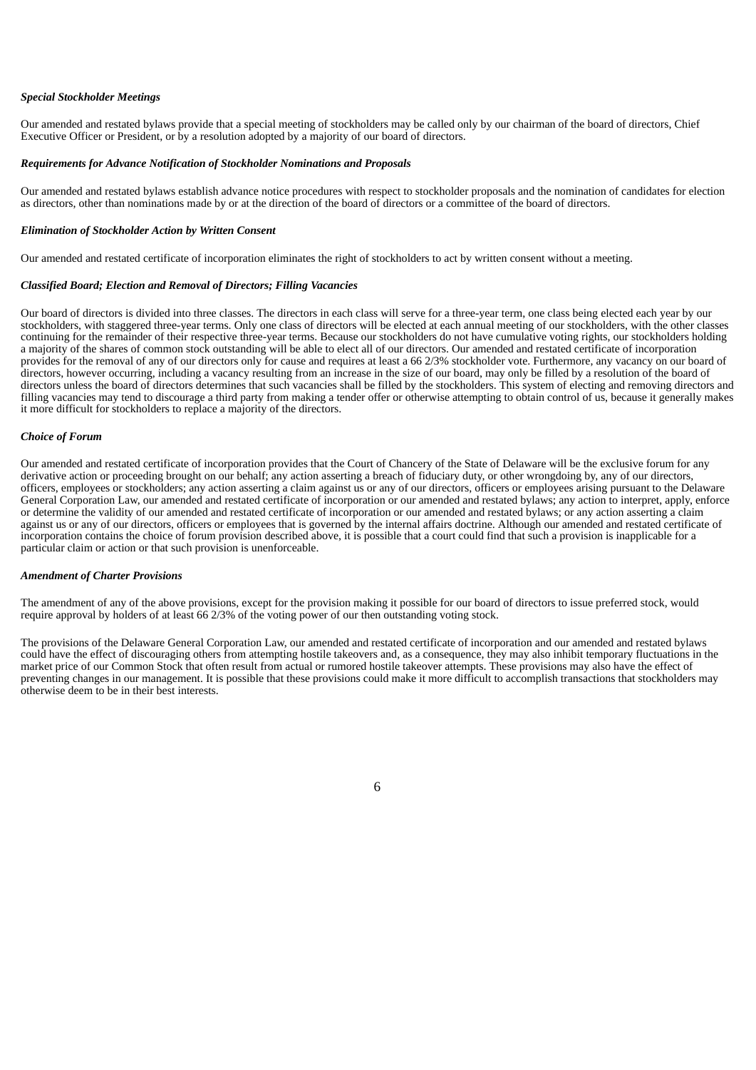***Special Stockholder Meetings***

Our amended and restated bylaws provide that a special meeting of stockholders may be called only by our chairman of the board of directors, Chief Executive Officer or President, or by a resolution adopted by a majority of our board of directors.

***Requirements for Advance Notification of Stockholder Nominations and Proposals***

Our amended and restated bylaws establish advance notice procedures with respect to stockholder proposals and the nomination of candidates for election as directors, other than nominations made by or at the direction of the board of directors or a committee of the board of directors.

***Elimination of Stockholder Action by Written Consent***

Our amended and restated certificate of incorporation eliminates the right of stockholders to act by written consent without a meeting.

***Classified Board; Election and Removal of Directors; Filling Vacancies***

Our board of directors is divided into three classes. The directors in each class will serve for a three-year term, one class being elected each year by our stockholders, with staggered three-year terms. Only one class of directors will be elected at each annual meeting of our stockholders, with the other classes continuing for the remainder of their respective three-year terms. Because our stockholders do not have cumulative voting rights, our stockholders holding a majority of the shares of common stock outstanding will be able to elect all of our directors. Our amended and restated certificate of incorporation provides for the removal of any of our directors only for cause and requires at least a 66 2/3% stockholder vote. Furthermore, any vacancy on our board of directors, however occurring, including a vacancy resulting from an increase in the size of our board, may only be filled by a resolution of the board of directors unless the board of directors determines that such vacancies shall be filled by the stockholders. This system of electing and removing directors and filling vacancies may tend to discourage a third party from making a tender offer or otherwise attempting to obtain control of us, because it generally makes it more difficult for stockholders to replace a majority of the directors.

***Choice of Forum***

Our amended and restated certificate of incorporation provides that the Court of Chancery of the State of Delaware will be the exclusive forum for any derivative action or proceeding brought on our behalf; any action asserting a breach of fiduciary duty, or other wrongdoing by, any of our directors, officers, employees or stockholders; any action asserting a claim against us or any of our directors, officers or employees arising pursuant to the Delaware General Corporation Law, our amended and restated certificate of incorporation or our amended and restated bylaws; any action to interpret, apply, enforce or determine the validity of our amended and restated certificate of incorporation or our amended and restated bylaws; or any action asserting a claim against us or any of our directors, officers or employees that is governed by the internal affairs doctrine. Although our amended and restated certificate of incorporation contains the choice of forum provision described above, it is possible that a court could find that such a provision is inapplicable for a particular claim or action or that such provision is unenforceable.

***Amendment of Charter Provisions***

The amendment of any of the above provisions, except for the provision making it possible for our board of directors to issue preferred stock, would require approval by holders of at least 66 2/3% of the voting power of our then outstanding voting stock.

The provisions of the Delaware General Corporation Law, our amended and restated certificate of incorporation and our amended and restated bylaws could have the effect of discouraging others from attempting hostile takeovers and, as a consequence, they may also inhibit temporary fluctuations in the market price of our Common Stock that often result from actual or rumored hostile takeover attempts. These provisions may also have the effect of preventing changes in our management. It is possible that these provisions could make it more difficult to accomplish transactions that stockholders may otherwise deem to be in their best interests.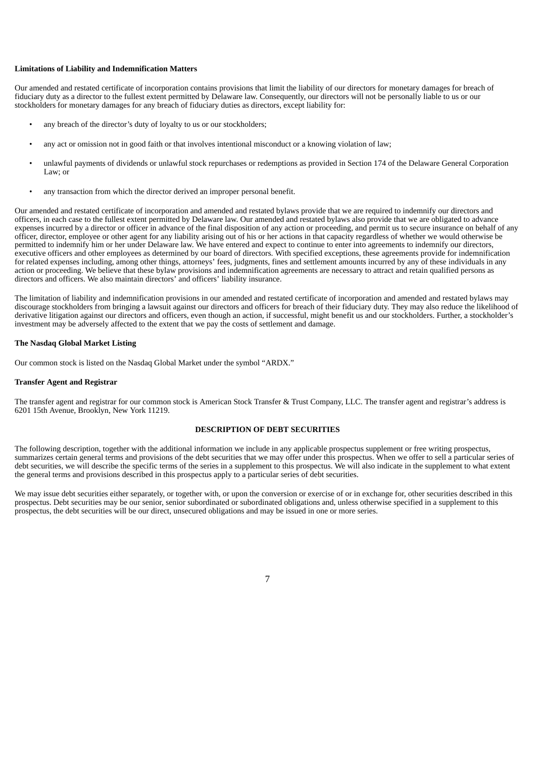**Limitations of Liability and Indemnification Matters**

Our amended and restated certificate of incorporation contains provisions that limit the liability of our directors for monetary damages for breach of fiduciary duty as a director to the fullest extent permitted by Delaware law. Consequently, our directors will not be personally liable to us or our stockholders for monetary damages for any breach of fiduciary duties as directors, except liability for:

- any breach of the director's duty of loyalty to us or our stockholders;
- any act or omission not in good faith or that involves intentional misconduct or a knowing violation of law;
- unlawful payments of dividends or unlawful stock repurchases or redemptions as provided in Section 174 of the Delaware General Corporation Law; or
- any transaction from which the director derived an improper personal benefit.

Our amended and restated certificate of incorporation and amended and restated bylaws provide that we are required to indemnify our directors and officers, in each case to the fullest extent permitted by Delaware law. Our amended and restated bylaws also provide that we are obligated to advance expenses incurred by a director or officer in advance of the final disposition of any action or proceeding, and permit us to secure insurance on behalf of any officer, director, employee or other agent for any liability arising out of his or her actions in that capacity regardless of whether we would otherwise be permitted to indemnify him or her under Delaware law. We have entered and expect to continue to enter into agreements to indemnify our directors, executive officers and other employees as determined by our board of directors. With specified exceptions, these agreements provide for indemnification for related expenses including, among other things, attorneys' fees, judgments, fines and settlement amounts incurred by any of these individuals in any action or proceeding. We believe that these bylaw provisions and indemnification agreements are necessary to attract and retain qualified persons as directors and officers. We also maintain directors' and officers' liability insurance.

The limitation of liability and indemnification provisions in our amended and restated certificate of incorporation and amended and restated bylaws may discourage stockholders from bringing a lawsuit against our directors and officers for breach of their fiduciary duty. They may also reduce the likelihood of derivative litigation against our directors and officers, even though an action, if successful, might benefit us and our stockholders. Further, a stockholder's investment may be adversely affected to the extent that we pay the costs of settlement and damage.

**The Nasdaq Global Market Listing**

Our common stock is listed on the Nasdaq Global Market under the symbol "ARDX."

**Transfer Agent and Registrar**

The transfer agent and registrar for our common stock is American Stock Transfer & Trust Company, LLC. The transfer agent and registrar's address is 6201 15th Avenue, Brooklyn, New York 11219.

## DESCRIPTION OF DEBT SECURITIES

The following description, together with the additional information we include in any applicable prospectus supplement or free writing prospectus, summarizes certain general terms and provisions of the debt securities that we may offer under this prospectus. When we offer to sell a particular series of debt securities, we will describe the specific terms of the series in a supplement to this prospectus. We will also indicate in the supplement to what extent the general terms and provisions described in this prospectus apply to a particular series of debt securities.

We may issue debt securities either separately, or together with, or upon the conversion or exercise of or in exchange for, other securities described in this prospectus. Debt securities may be our senior, senior subordinated or subordinated obligations and, unless otherwise specified in a supplement to this prospectus, the debt securities will be our direct, unsecured obligations and may be issued in one or more series.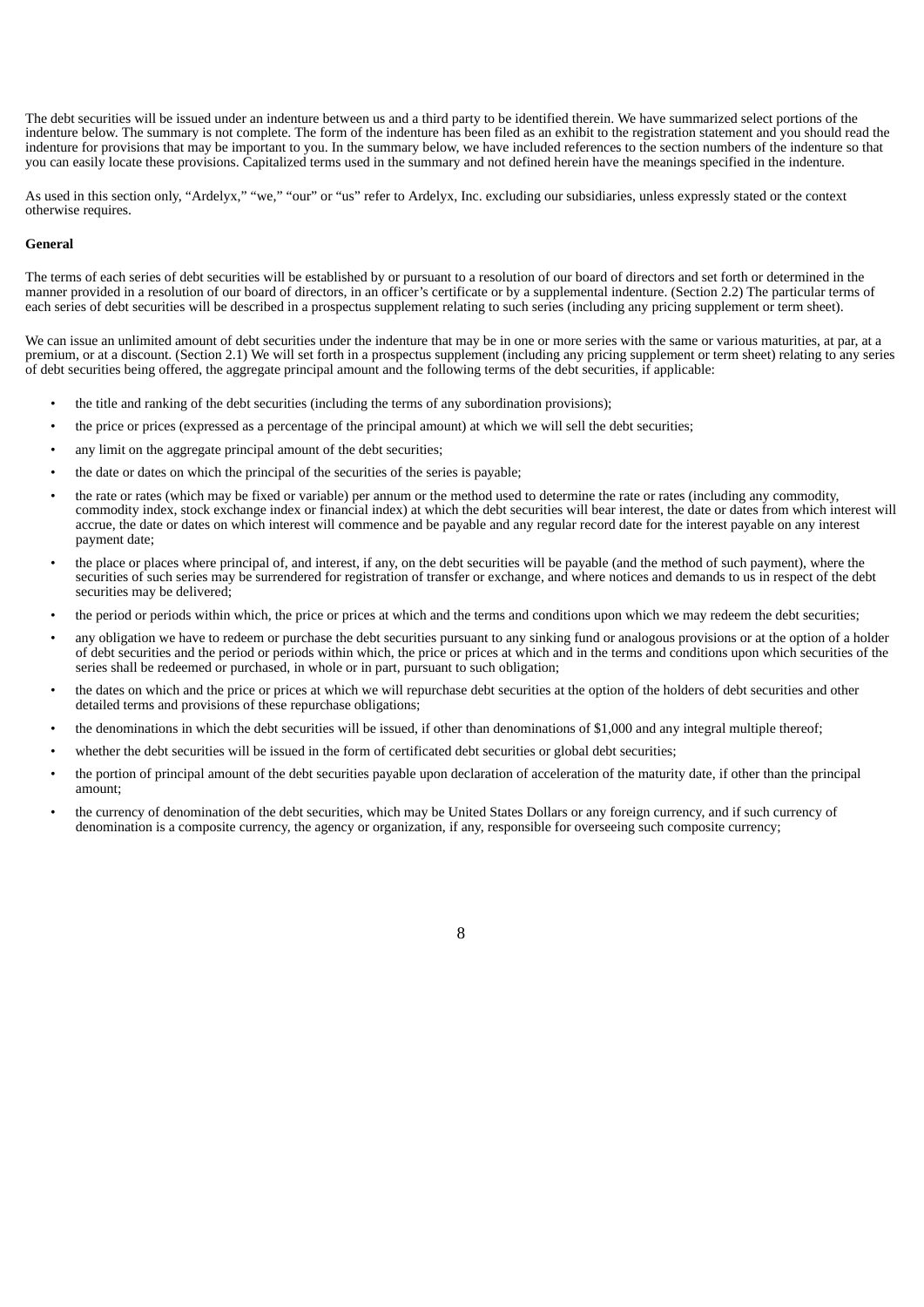The debt securities will be issued under an indenture between us and a third party to be identified therein. We have summarized select portions of the indenture below. The summary is not complete. The form of the indenture has been filed as an exhibit to the registration statement and you should read the indenture for provisions that may be important to you. In the summary below, we have included references to the section numbers of the indenture so that you can easily locate these provisions. Capitalized terms used in the summary and not defined herein have the meanings specified in the indenture.

As used in this section only, "Ardelyx," "we," "our" or "us" refer to Ardelyx, Inc. excluding our subsidiaries, unless expressly stated or the context otherwise requires.

**General**

The terms of each series of debt securities will be established by or pursuant to a resolution of our board of directors and set forth or determined in the manner provided in a resolution of our board of directors, in an officer's certificate or by a supplemental indenture. (Section 2.2) The particular terms of each series of debt securities will be described in a prospectus supplement relating to such series (including any pricing supplement or term sheet).

We can issue an unlimited amount of debt securities under the indenture that may be in one or more series with the same or various maturities, at par, at a premium, or at a discount. (Section 2.1) We will set forth in a prospectus supplement (including any pricing supplement or term sheet) relating to any series of debt securities being offered, the aggregate principal amount and the following terms of the debt securities, if applicable:

- the title and ranking of the debt securities (including the terms of any subordination provisions);
- the price or prices (expressed as a percentage of the principal amount) at which we will sell the debt securities;
- any limit on the aggregate principal amount of the debt securities;
- the date or dates on which the principal of the securities of the series is payable;
- the rate or rates (which may be fixed or variable) per annum or the method used to determine the rate or rates (including any commodity, commodity index, stock exchange index or financial index) at which the debt securities will bear interest, the date or dates from which interest will accrue, the date or dates on which interest will commence and be payable and any regular record date for the interest payable on any interest payment date;
- the place or places where principal of, and interest, if any, on the debt securities will be payable (and the method of such payment), where the securities of such series may be surrendered for registration of transfer or exchange, and where notices and demands to us in respect of the debt securities may be delivered;
- the period or periods within which, the price or prices at which and the terms and conditions upon which we may redeem the debt securities;
- any obligation we have to redeem or purchase the debt securities pursuant to any sinking fund or analogous provisions or at the option of a holder of debt securities and the period or periods within which, the price or prices at which and in the terms and conditions upon which securities of the series shall be redeemed or purchased, in whole or in part, pursuant to such obligation;
- the dates on which and the price or prices at which we will repurchase debt securities at the option of the holders of debt securities and other detailed terms and provisions of these repurchase obligations;
- the denominations in which the debt securities will be issued, if other than denominations of $1,000 and any integral multiple thereof;
- whether the debt securities will be issued in the form of certificated debt securities or global debt securities;
- the portion of principal amount of the debt securities payable upon declaration of acceleration of the maturity date, if other than the principal amount;
- the currency of denomination of the debt securities, which may be United States Dollars or any foreign currency, and if such currency of denomination is a composite currency, the agency or organization, if any, responsible for overseeing such composite currency;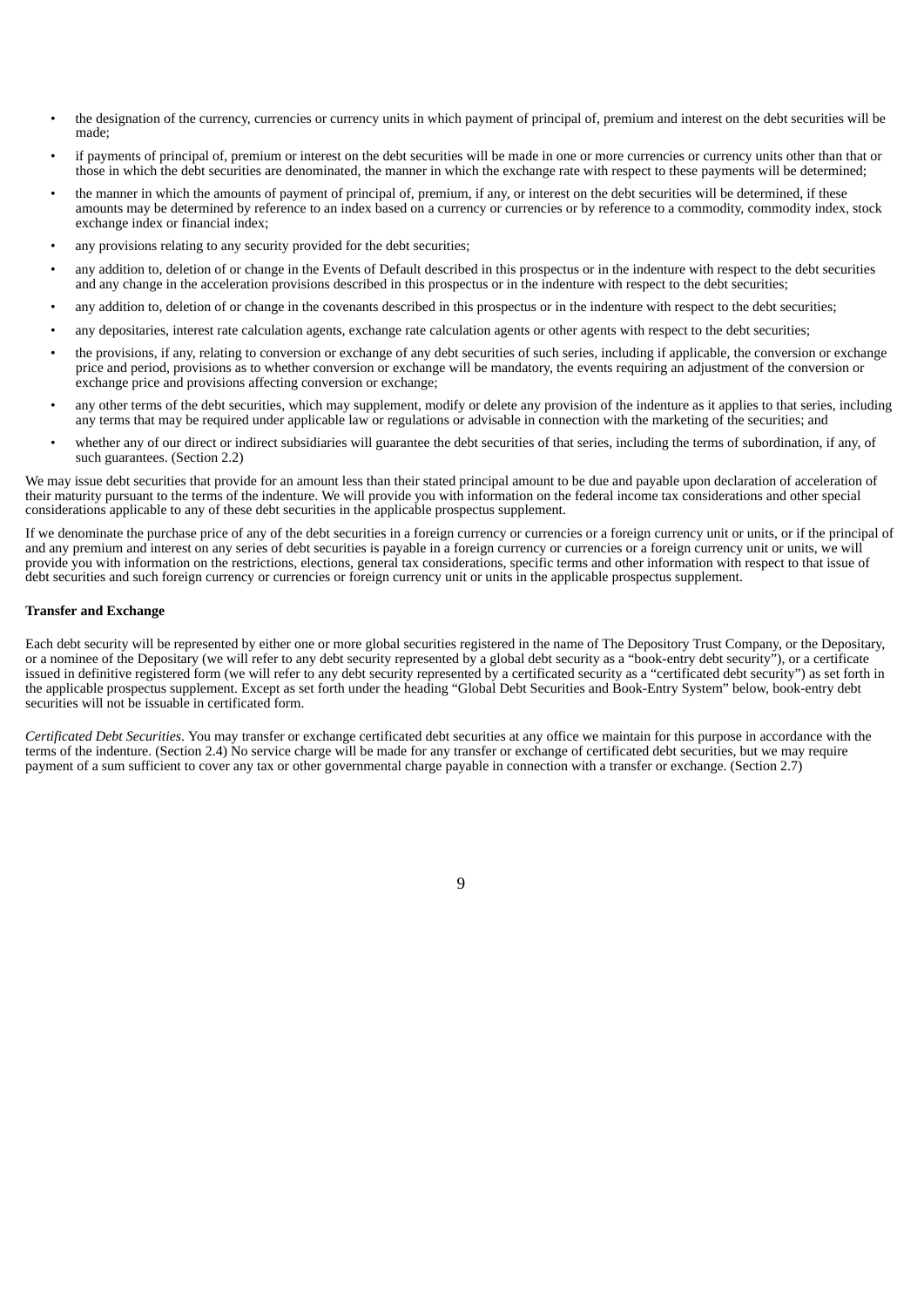- the designation of the currency, currencies or currency units in which payment of principal of, premium and interest on the debt securities will be made;
- if payments of principal of, premium or interest on the debt securities will be made in one or more currencies or currency units other than that or those in which the debt securities are denominated, the manner in which the exchange rate with respect to these payments will be determined;
- the manner in which the amounts of payment of principal of, premium, if any, or interest on the debt securities will be determined, if these amounts may be determined by reference to an index based on a currency or currencies or by reference to a commodity, commodity index, stock exchange index or financial index;
- any provisions relating to any security provided for the debt securities;
- any addition to, deletion of or change in the Events of Default described in this prospectus or in the indenture with respect to the debt securities and any change in the acceleration provisions described in this prospectus or in the indenture with respect to the debt securities;
- any addition to, deletion of or change in the covenants described in this prospectus or in the indenture with respect to the debt securities;
- any depositaries, interest rate calculation agents, exchange rate calculation agents or other agents with respect to the debt securities;
- the provisions, if any, relating to conversion or exchange of any debt securities of such series, including if applicable, the conversion or exchange price and period, provisions as to whether conversion or exchange will be mandatory, the events requiring an adjustment of the conversion or exchange price and provisions affecting conversion or exchange;
- any other terms of the debt securities, which may supplement, modify or delete any provision of the indenture as it applies to that series, including any terms that may be required under applicable law or regulations or advisable in connection with the marketing of the securities; and
- whether any of our direct or indirect subsidiaries will guarantee the debt securities of that series, including the terms of subordination, if any, of such guarantees. (Section 2.2)

We may issue debt securities that provide for an amount less than their stated principal amount to be due and payable upon declaration of acceleration of their maturity pursuant to the terms of the indenture. We will provide you with information on the federal income tax considerations and other special considerations applicable to any of these debt securities in the applicable prospectus supplement.

If we denominate the purchase price of any of the debt securities in a foreign currency or currencies or a foreign currency unit or units, or if the principal of and any premium and interest on any series of debt securities is payable in a foreign currency or currencies or a foreign currency unit or units, we will provide you with information on the restrictions, elections, general tax considerations, specific terms and other information with respect to that issue of debt securities and such foreign currency or currencies or foreign currency unit or units in the applicable prospectus supplement.

**Transfer and Exchange**

Each debt security will be represented by either one or more global securities registered in the name of The Depository Trust Company, or the Depositary, or a nominee of the Depositary (we will refer to any debt security represented by a global debt security as a "book-entry debt security"), or a certificate issued in definitive registered form (we will refer to any debt security represented by a certificated security as a "certificated debt security") as set forth in the applicable prospectus supplement. Except as set forth under the heading "Global Debt Securities and Book-Entry System" below, book-entry debt securities will not be issuable in certificated form.

*Certificated Debt Securities*. You may transfer or exchange certificated debt securities at any office we maintain for this purpose in accordance with the terms of the indenture. (Section 2.4) No service charge will be made for any transfer or exchange of certificated debt securities, but we may require payment of a sum sufficient to cover any tax or other governmental charge payable in connection with a transfer or exchange. (Section 2.7)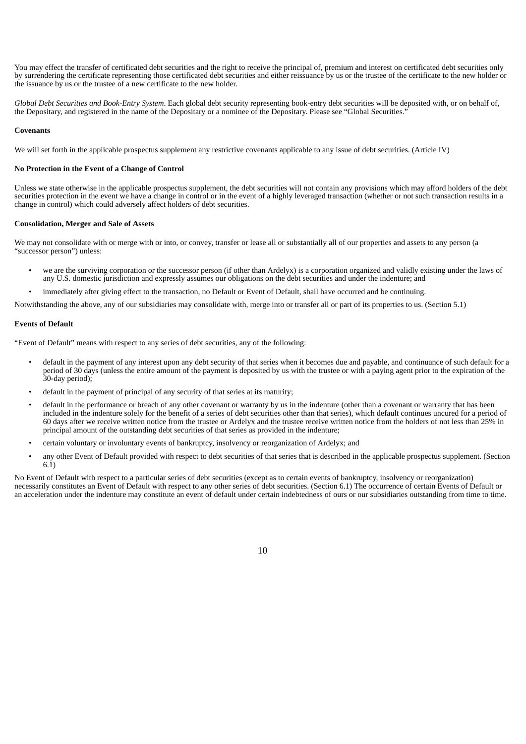You may effect the transfer of certificated debt securities and the right to receive the principal of, premium and interest on certificated debt securities only by surrendering the certificate representing those certificated debt securities and either reissuance by us or the trustee of the certificate to the new holder or the issuance by us or the trustee of a new certificate to the new holder.

*Global Debt Securities and Book-Entry System*. Each global debt security representing book-entry debt securities will be deposited with, or on behalf of, the Depositary, and registered in the name of the Depositary or a nominee of the Depositary. Please see "Global Securities."

**Covenants**

We will set forth in the applicable prospectus supplement any restrictive covenants applicable to any issue of debt securities. (Article IV)

**No Protection in the Event of a Change of Control**

Unless we state otherwise in the applicable prospectus supplement, the debt securities will not contain any provisions which may afford holders of the debt securities protection in the event we have a change in control or in the event of a highly leveraged transaction (whether or not such transaction results in a change in control) which could adversely affect holders of debt securities.

**Consolidation, Merger and Sale of Assets**

We may not consolidate with or merge with or into, or convey, transfer or lease all or substantially all of our properties and assets to any person (a "successor person") unless:

- we are the surviving corporation or the successor person (if other than Ardelyx) is a corporation organized and validly existing under the laws of any U.S. domestic jurisdiction and expressly assumes our obligations on the debt securities and under the indenture; and
- immediately after giving effect to the transaction, no Default or Event of Default, shall have occurred and be continuing.

Notwithstanding the above, any of our subsidiaries may consolidate with, merge into or transfer all or part of its properties to us. (Section 5.1)

**Events of Default**

"Event of Default" means with respect to any series of debt securities, any of the following:

- default in the payment of any interest upon any debt security of that series when it becomes due and payable, and continuance of such default for a period of 30 days (unless the entire amount of the payment is deposited by us with the trustee or with a paying agent prior to the expiration of the 30-day period);
- default in the payment of principal of any security of that series at its maturity;
- default in the performance or breach of any other covenant or warranty by us in the indenture (other than a covenant or warranty that has been included in the indenture solely for the benefit of a series of debt securities other than that series), which default continues uncured for a period of 60 days after we receive written notice from the trustee or Ardelyx and the trustee receive written notice from the holders of not less than 25% in principal amount of the outstanding debt securities of that series as provided in the indenture;
- certain voluntary or involuntary events of bankruptcy, insolvency or reorganization of Ardelyx; and
- any other Event of Default provided with respect to debt securities of that series that is described in the applicable prospectus supplement. (Section 6.1)

No Event of Default with respect to a particular series of debt securities (except as to certain events of bankruptcy, insolvency or reorganization) necessarily constitutes an Event of Default with respect to any other series of debt securities. (Section 6.1) The occurrence of certain Events of Default or an acceleration under the indenture may constitute an event of default under certain indebtedness of ours or our subsidiaries outstanding from time to time.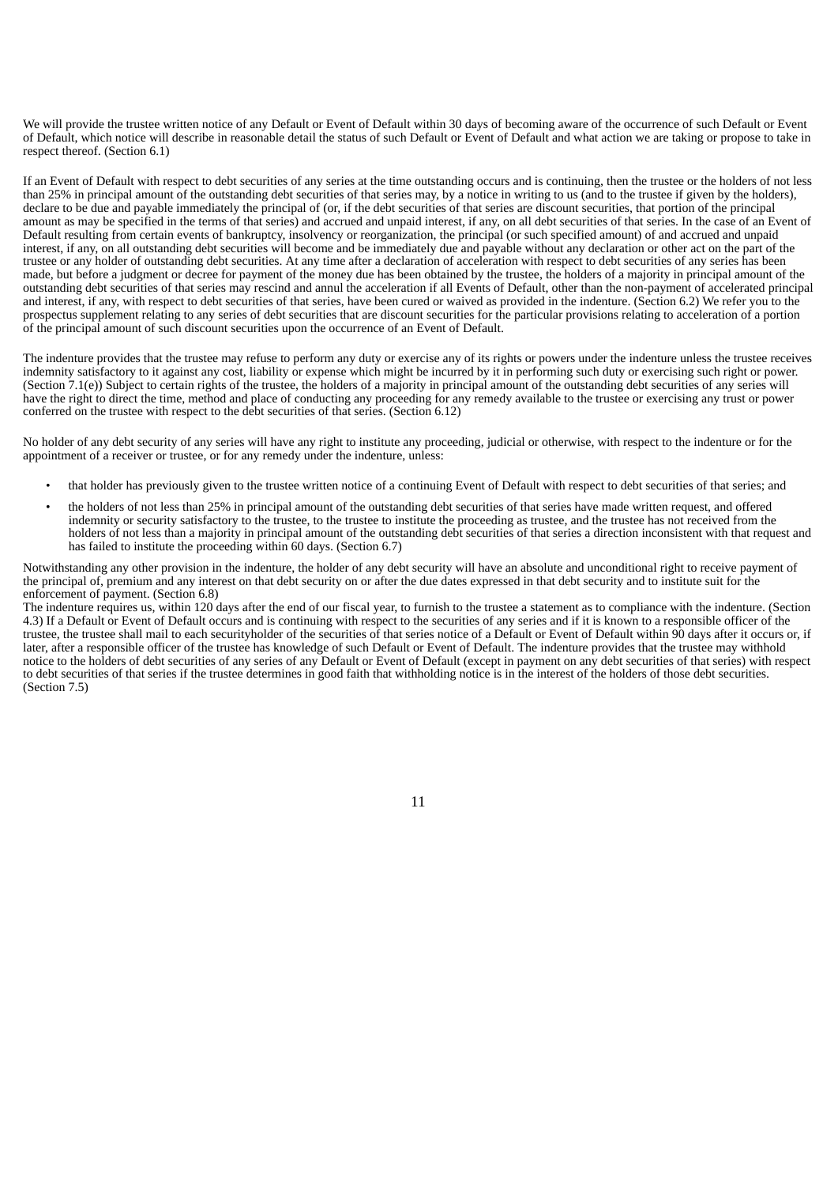We will provide the trustee written notice of any Default or Event of Default within 30 days of becoming aware of the occurrence of such Default or Event of Default, which notice will describe in reasonable detail the status of such Default or Event of Default and what action we are taking or propose to take in respect thereof. (Section 6.1)

If an Event of Default with respect to debt securities of any series at the time outstanding occurs and is continuing, then the trustee or the holders of not less than 25% in principal amount of the outstanding debt securities of that series may, by a notice in writing to us (and to the trustee if given by the holders), declare to be due and payable immediately the principal of (or, if the debt securities of that series are discount securities, that portion of the principal amount as may be specified in the terms of that series) and accrued and unpaid interest, if any, on all debt securities of that series. In the case of an Event of Default resulting from certain events of bankruptcy, insolvency or reorganization, the principal (or such specified amount) of and accrued and unpaid interest, if any, on all outstanding debt securities will become and be immediately due and payable without any declaration or other act on the part of the trustee or any holder of outstanding debt securities. At any time after a declaration of acceleration with respect to debt securities of any series has been made, but before a judgment or decree for payment of the money due has been obtained by the trustee, the holders of a majority in principal amount of the outstanding debt securities of that series may rescind and annul the acceleration if all Events of Default, other than the non-payment of accelerated principal and interest, if any, with respect to debt securities of that series, have been cured or waived as provided in the indenture. (Section 6.2) We refer you to the prospectus supplement relating to any series of debt securities that are discount securities for the particular provisions relating to acceleration of a portion of the principal amount of such discount securities upon the occurrence of an Event of Default.

The indenture provides that the trustee may refuse to perform any duty or exercise any of its rights or powers under the indenture unless the trustee receives indemnity satisfactory to it against any cost, liability or expense which might be incurred by it in performing such duty or exercising such right or power. (Section 7.1(e)) Subject to certain rights of the trustee, the holders of a majority in principal amount of the outstanding debt securities of any series will have the right to direct the time, method and place of conducting any proceeding for any remedy available to the trustee or exercising any trust or power conferred on the trustee with respect to the debt securities of that series. (Section 6.12)

No holder of any debt security of any series will have any right to institute any proceeding, judicial or otherwise, with respect to the indenture or for the appointment of a receiver or trustee, or for any remedy under the indenture, unless:

- that holder has previously given to the trustee written notice of a continuing Event of Default with respect to debt securities of that series; and
- the holders of not less than 25% in principal amount of the outstanding debt securities of that series have made written request, and offered indemnity or security satisfactory to the trustee, to the trustee to institute the proceeding as trustee, and the trustee has not received from the holders of not less than a majority in principal amount of the outstanding debt securities of that series a direction inconsistent with that request and has failed to institute the proceeding within 60 days. (Section 6.7)

Notwithstanding any other provision in the indenture, the holder of any debt security will have an absolute and unconditional right to receive payment of the principal of, premium and any interest on that debt security on or after the due dates expressed in that debt security and to institute suit for the enforcement of payment. (Section 6.8)

The indenture requires us, within 120 days after the end of our fiscal year, to furnish to the trustee a statement as to compliance with the indenture. (Section 4.3) If a Default or Event of Default occurs and is continuing with respect to the securities of any series and if it is known to a responsible officer of the trustee, the trustee shall mail to each securityholder of the securities of that series notice of a Default or Event of Default within 90 days after it occurs or, if later, after a responsible officer of the trustee has knowledge of such Default or Event of Default. The indenture provides that the trustee may withhold notice to the holders of debt securities of any series of any Default or Event of Default (except in payment on any debt securities of that series) with respect to debt securities of that series if the trustee determines in good faith that withholding notice is in the interest of the holders of those debt securities. (Section 7.5)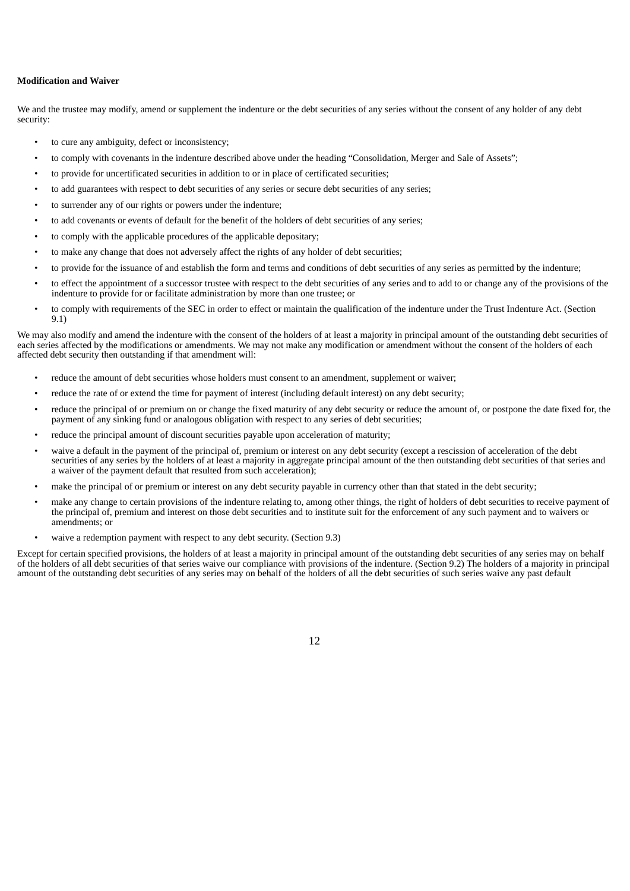**Modification and Waiver**

We and the trustee may modify, amend or supplement the indenture or the debt securities of any series without the consent of any holder of any debt security:

- to cure any ambiguity, defect or inconsistency;
- to comply with covenants in the indenture described above under the heading "Consolidation, Merger and Sale of Assets";
- to provide for uncertificated securities in addition to or in place of certificated securities;
- to add guarantees with respect to debt securities of any series or secure debt securities of any series;
- to surrender any of our rights or powers under the indenture;
- to add covenants or events of default for the benefit of the holders of debt securities of any series;
- to comply with the applicable procedures of the applicable depositary;
- to make any change that does not adversely affect the rights of any holder of debt securities;
- to provide for the issuance of and establish the form and terms and conditions of debt securities of any series as permitted by the indenture;
- to effect the appointment of a successor trustee with respect to the debt securities of any series and to add to or change any of the provisions of the indenture to provide for or facilitate administration by more than one trustee; or
- to comply with requirements of the SEC in order to effect or maintain the qualification of the indenture under the Trust Indenture Act. (Section 9.1)

We may also modify and amend the indenture with the consent of the holders of at least a majority in principal amount of the outstanding debt securities of each series affected by the modifications or amendments. We may not make any modification or amendment without the consent of the holders of each affected debt security then outstanding if that amendment will:

- reduce the amount of debt securities whose holders must consent to an amendment, supplement or waiver;
- reduce the rate of or extend the time for payment of interest (including default interest) on any debt security;
- reduce the principal of or premium on or change the fixed maturity of any debt security or reduce the amount of, or postpone the date fixed for, the payment of any sinking fund or analogous obligation with respect to any series of debt securities;
- reduce the principal amount of discount securities payable upon acceleration of maturity;
- waive a default in the payment of the principal of, premium or interest on any debt security (except a rescission of acceleration of the debt securities of any series by the holders of at least a majority in aggregate principal amount of the then outstanding debt securities of that series and a waiver of the payment default that resulted from such acceleration);
- make the principal of or premium or interest on any debt security payable in currency other than that stated in the debt security;
- make any change to certain provisions of the indenture relating to, among other things, the right of holders of debt securities to receive payment of the principal of, premium and interest on those debt securities and to institute suit for the enforcement of any such payment and to waivers or amendments; or
- waive a redemption payment with respect to any debt security. (Section 9.3)

Except for certain specified provisions, the holders of at least a majority in principal amount of the outstanding debt securities of any series may on behalf of the holders of all debt securities of that series waive our compliance with provisions of the indenture. (Section 9.2) The holders of a majority in principal amount of the outstanding debt securities of any series may on behalf of the holders of all the debt securities of such series waive any past default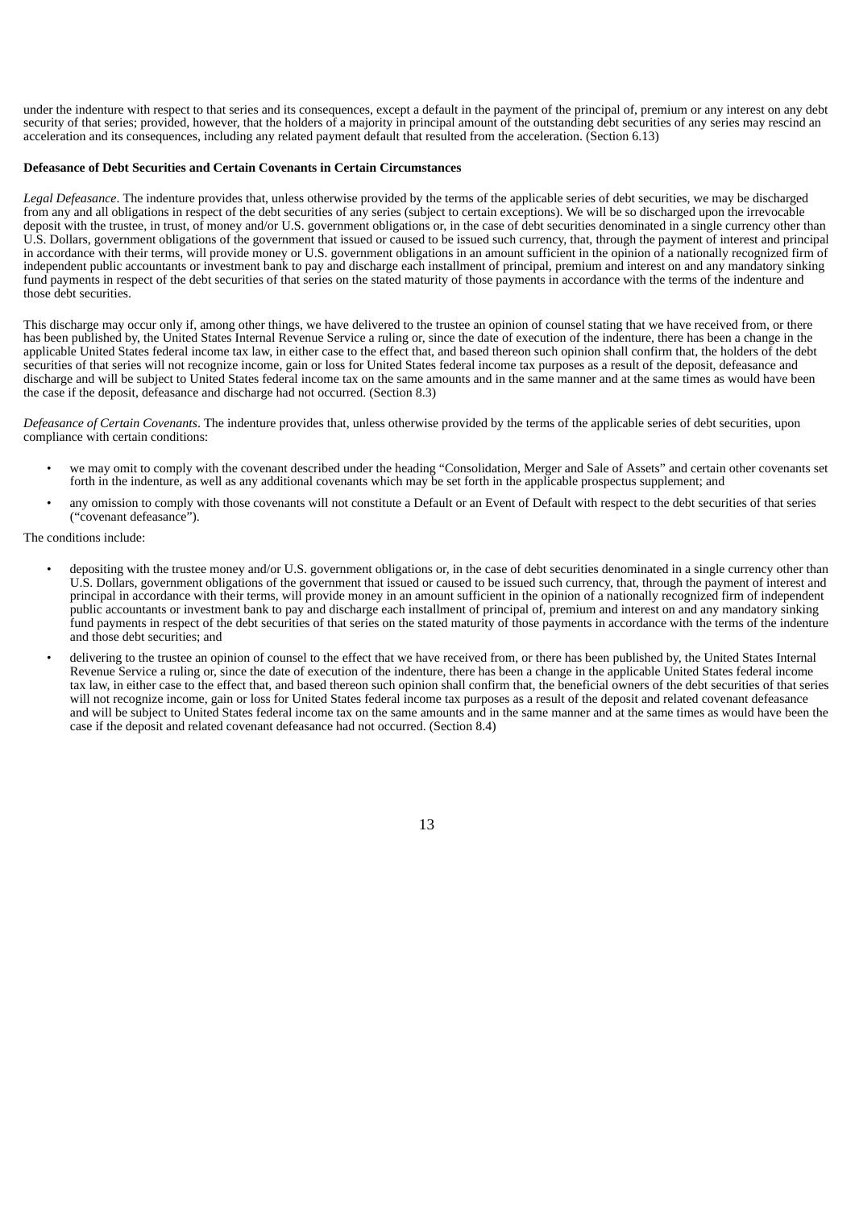under the indenture with respect to that series and its consequences, except a default in the payment of the principal of, premium or any interest on any debt security of that series; provided, however, that the holders of a majority in principal amount of the outstanding debt securities of any series may rescind an acceleration and its consequences, including any related payment default that resulted from the acceleration. (Section 6.13)

**Defeasance of Debt Securities and Certain Covenants in Certain Circumstances**

*Legal Defeasance*. The indenture provides that, unless otherwise provided by the terms of the applicable series of debt securities, we may be discharged from any and all obligations in respect of the debt securities of any series (subject to certain exceptions). We will be so discharged upon the irrevocable deposit with the trustee, in trust, of money and/or U.S. government obligations or, in the case of debt securities denominated in a single currency other than U.S. Dollars, government obligations of the government that issued or caused to be issued such currency, that, through the payment of interest and principal in accordance with their terms, will provide money or U.S. government obligations in an amount sufficient in the opinion of a nationally recognized firm of independent public accountants or investment bank to pay and discharge each installment of principal, premium and interest on and any mandatory sinking fund payments in respect of the debt securities of that series on the stated maturity of those payments in accordance with the terms of the indenture and those debt securities.

This discharge may occur only if, among other things, we have delivered to the trustee an opinion of counsel stating that we have received from, or there has been published by, the United States Internal Revenue Service a ruling or, since the date of execution of the indenture, there has been a change in the applicable United States federal income tax law, in either case to the effect that, and based thereon such opinion shall confirm that, the holders of the debt securities of that series will not recognize income, gain or loss for United States federal income tax purposes as a result of the deposit, defeasance and discharge and will be subject to United States federal income tax on the same amounts and in the same manner and at the same times as would have been the case if the deposit, defeasance and discharge had not occurred. (Section 8.3)

*Defeasance of Certain Covenants*. The indenture provides that, unless otherwise provided by the terms of the applicable series of debt securities, upon compliance with certain conditions:

- we may omit to comply with the covenant described under the heading "Consolidation, Merger and Sale of Assets" and certain other covenants set forth in the indenture, as well as any additional covenants which may be set forth in the applicable prospectus supplement; and
- any omission to comply with those covenants will not constitute a Default or an Event of Default with respect to the debt securities of that series ("covenant defeasance").

The conditions include:

- depositing with the trustee money and/or U.S. government obligations or, in the case of debt securities denominated in a single currency other than U.S. Dollars, government obligations of the government that issued or caused to be issued such currency, that, through the payment of interest and principal in accordance with their terms, will provide money in an amount sufficient in the opinion of a nationally recognized firm of independent public accountants or investment bank to pay and discharge each installment of principal of, premium and interest on and any mandatory sinking fund payments in respect of the debt securities of that series on the stated maturity of those payments in accordance with the terms of the indenture and those debt securities; and
- delivering to the trustee an opinion of counsel to the effect that we have received from, or there has been published by, the United States Internal Revenue Service a ruling or, since the date of execution of the indenture, there has been a change in the applicable United States federal income tax law, in either case to the effect that, and based thereon such opinion shall confirm that, the beneficial owners of the debt securities of that series will not recognize income, gain or loss for United States federal income tax purposes as a result of the deposit and related covenant defeasance and will be subject to United States federal income tax on the same amounts and in the same manner and at the same times as would have been the case if the deposit and related covenant defeasance had not occurred. (Section 8.4)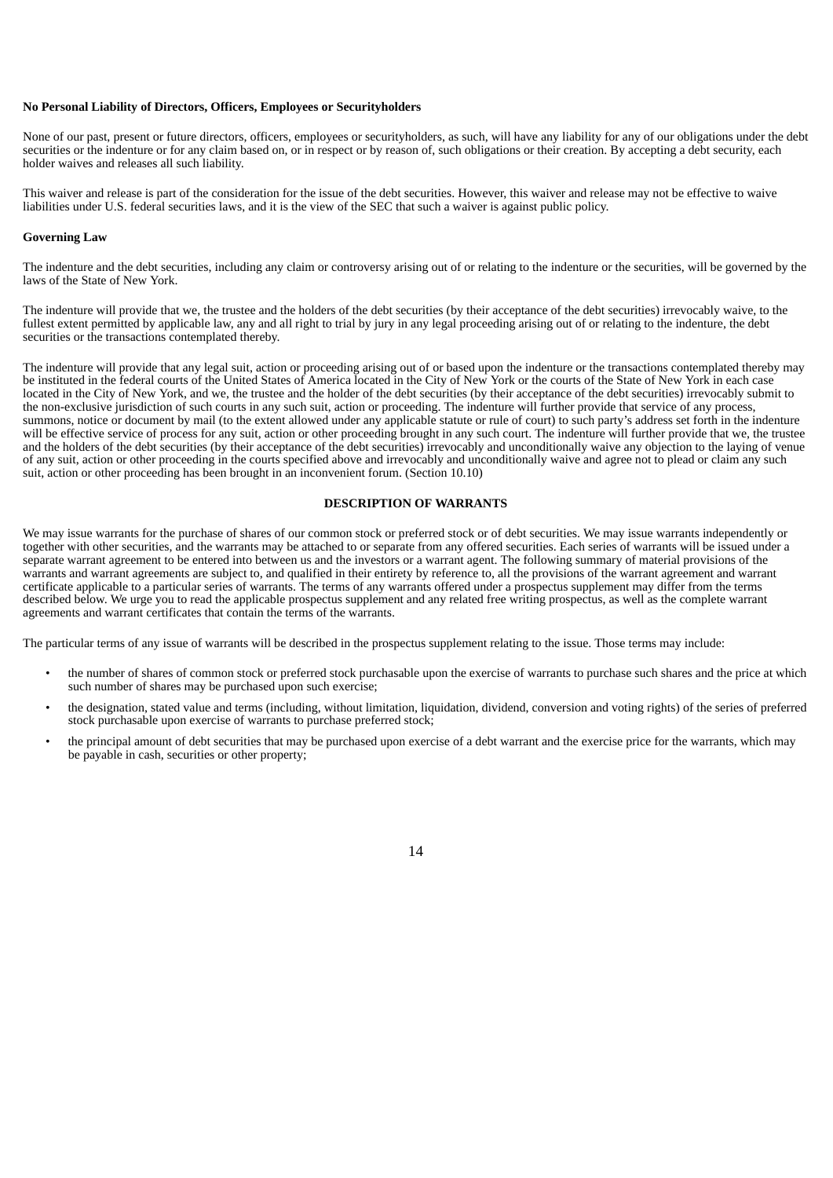**No Personal Liability of Directors, Officers, Employees or Securityholders**

None of our past, present or future directors, officers, employees or securityholders, as such, will have any liability for any of our obligations under the debt securities or the indenture or for any claim based on, or in respect or by reason of, such obligations or their creation. By accepting a debt security, each holder waives and releases all such liability.

This waiver and release is part of the consideration for the issue of the debt securities. However, this waiver and release may not be effective to waive liabilities under U.S. federal securities laws, and it is the view of the SEC that such a waiver is against public policy.

**Governing Law**

The indenture and the debt securities, including any claim or controversy arising out of or relating to the indenture or the securities, will be governed by the laws of the State of New York.

The indenture will provide that we, the trustee and the holders of the debt securities (by their acceptance of the debt securities) irrevocably waive, to the fullest extent permitted by applicable law, any and all right to trial by jury in any legal proceeding arising out of or relating to the indenture, the debt securities or the transactions contemplated thereby.

The indenture will provide that any legal suit, action or proceeding arising out of or based upon the indenture or the transactions contemplated thereby may be instituted in the federal courts of the United States of America located in the City of New York or the courts of the State of New York in each case located in the City of New York, and we, the trustee and the holder of the debt securities (by their acceptance of the debt securities) irrevocably submit to the non-exclusive jurisdiction of such courts in any such suit, action or proceeding. The indenture will further provide that service of any process, summons, notice or document by mail (to the extent allowed under any applicable statute or rule of court) to such party's address set forth in the indenture will be effective service of process for any suit, action or other proceeding brought in any such court. The indenture will further provide that we, the trustee and the holders of the debt securities (by their acceptance of the debt securities) irrevocably and unconditionally waive any objection to the laying of venue of any suit, action or other proceeding in the courts specified above and irrevocably and unconditionally waive and agree not to plead or claim any such suit, action or other proceeding has been brought in an inconvenient forum. (Section 10.10)

## DESCRIPTION OF WARRANTS

We may issue warrants for the purchase of shares of our common stock or preferred stock or of debt securities. We may issue warrants independently or together with other securities, and the warrants may be attached to or separate from any offered securities. Each series of warrants will be issued under a separate warrant agreement to be entered into between us and the investors or a warrant agent. The following summary of material provisions of the warrants and warrant agreements are subject to, and qualified in their entirety by reference to, all the provisions of the warrant agreement and warrant certificate applicable to a particular series of warrants. The terms of any warrants offered under a prospectus supplement may differ from the terms described below. We urge you to read the applicable prospectus supplement and any related free writing prospectus, as well as the complete warrant agreements and warrant certificates that contain the terms of the warrants.

The particular terms of any issue of warrants will be described in the prospectus supplement relating to the issue. Those terms may include:

- the number of shares of common stock or preferred stock purchasable upon the exercise of warrants to purchase such shares and the price at which such number of shares may be purchased upon such exercise;
- the designation, stated value and terms (including, without limitation, liquidation, dividend, conversion and voting rights) of the series of preferred stock purchasable upon exercise of warrants to purchase preferred stock;
- the principal amount of debt securities that may be purchased upon exercise of a debt warrant and the exercise price for the warrants, which may be payable in cash, securities or other property;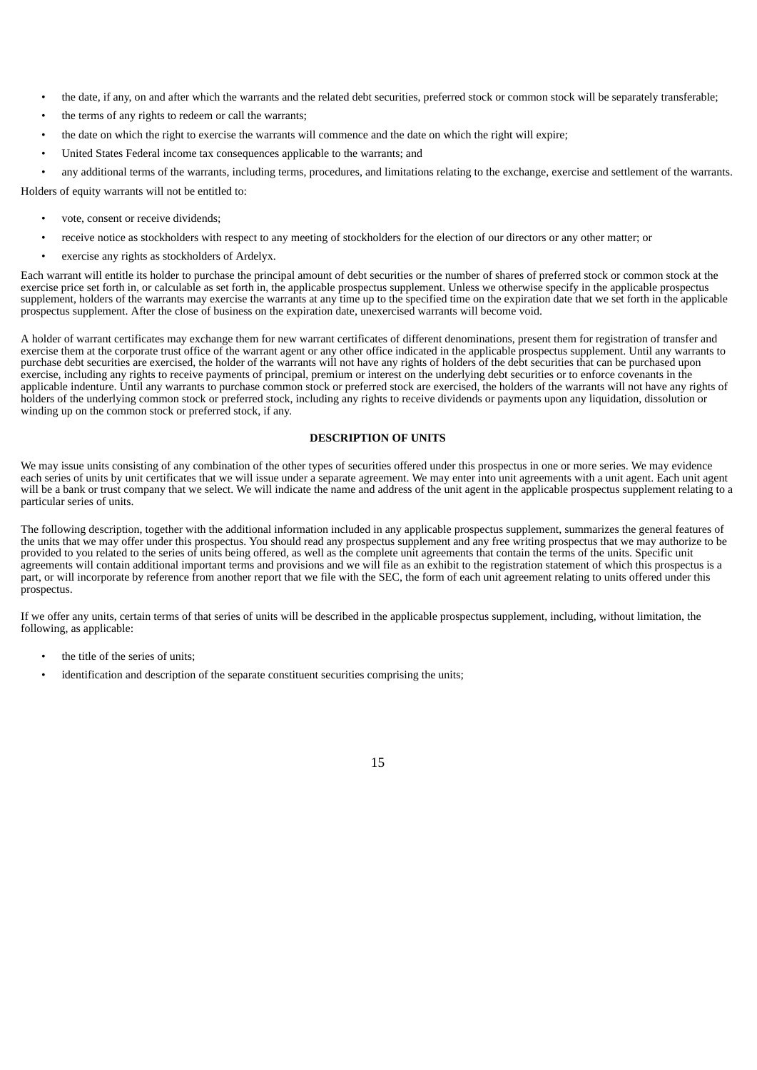- the date, if any, on and after which the warrants and the related debt securities, preferred stock or common stock will be separately transferable;
- the terms of any rights to redeem or call the warrants;
- the date on which the right to exercise the warrants will commence and the date on which the right will expire;
- United States Federal income tax consequences applicable to the warrants; and
- any additional terms of the warrants, including terms, procedures, and limitations relating to the exchange, exercise and settlement of the warrants.

Holders of equity warrants will not be entitled to:

- vote, consent or receive dividends;
- receive notice as stockholders with respect to any meeting of stockholders for the election of our directors or any other matter; or
- exercise any rights as stockholders of Ardelyx.

Each warrant will entitle its holder to purchase the principal amount of debt securities or the number of shares of preferred stock or common stock at the exercise price set forth in, or calculable as set forth in, the applicable prospectus supplement. Unless we otherwise specify in the applicable prospectus supplement, holders of the warrants may exercise the warrants at any time up to the specified time on the expiration date that we set forth in the applicable prospectus supplement. After the close of business on the expiration date, unexercised warrants will become void.

A holder of warrant certificates may exchange them for new warrant certificates of different denominations, present them for registration of transfer and exercise them at the corporate trust office of the warrant agent or any other office indicated in the applicable prospectus supplement. Until any warrants to purchase debt securities are exercised, the holder of the warrants will not have any rights of holders of the debt securities that can be purchased upon exercise, including any rights to receive payments of principal, premium or interest on the underlying debt securities or to enforce covenants in the applicable indenture. Until any warrants to purchase common stock or preferred stock are exercised, the holders of the warrants will not have any rights of holders of the underlying common stock or preferred stock, including any rights to receive dividends or payments upon any liquidation, dissolution or winding up on the common stock or preferred stock, if any.

## DESCRIPTION OF UNITS

We may issue units consisting of any combination of the other types of securities offered under this prospectus in one or more series. We may evidence each series of units by unit certificates that we will issue under a separate agreement. We may enter into unit agreements with a unit agent. Each unit agent will be a bank or trust company that we select. We will indicate the name and address of the unit agent in the applicable prospectus supplement relating to a particular series of units.

The following description, together with the additional information included in any applicable prospectus supplement, summarizes the general features of the units that we may offer under this prospectus. You should read any prospectus supplement and any free writing prospectus that we may authorize to be provided to you related to the series of units being offered, as well as the complete unit agreements that contain the terms of the units. Specific unit agreements will contain additional important terms and provisions and we will file as an exhibit to the registration statement of which this prospectus is a part, or will incorporate by reference from another report that we file with the SEC, the form of each unit agreement relating to units offered under this prospectus.

If we offer any units, certain terms of that series of units will be described in the applicable prospectus supplement, including, without limitation, the following, as applicable:

- the title of the series of units;
- identification and description of the separate constituent securities comprising the units;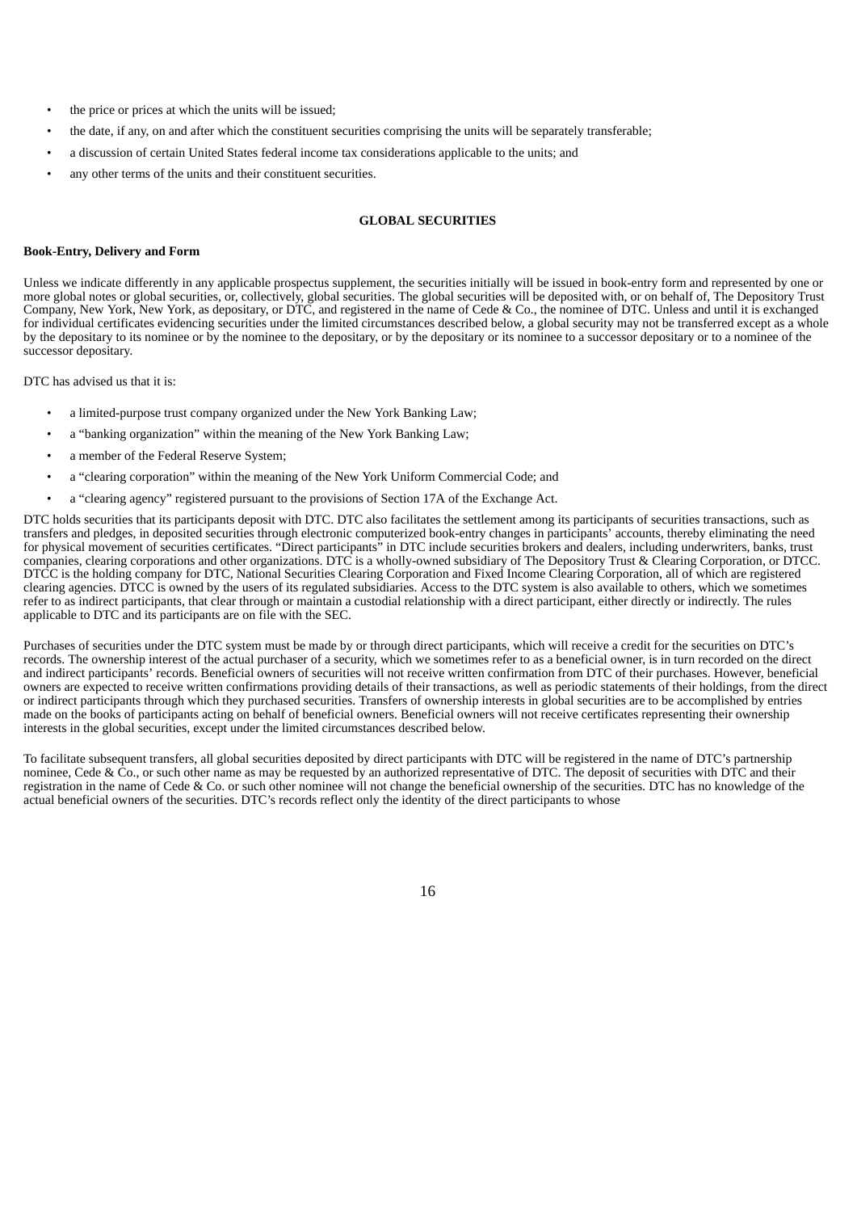- the price or prices at which the units will be issued;
- the date, if any, on and after which the constituent securities comprising the units will be separately transferable;
- a discussion of certain United States federal income tax considerations applicable to the units; and
- any other terms of the units and their constituent securities.

## GLOBAL SECURITIES

**Book-Entry, Delivery and Form**

Unless we indicate differently in any applicable prospectus supplement, the securities initially will be issued in book-entry form and represented by one or more global notes or global securities, or, collectively, global securities. The global securities will be deposited with, or on behalf of, The Depository Trust Company, New York, New York, as depositary, or DTC, and registered in the name of Cede & Co., the nominee of DTC. Unless and until it is exchanged for individual certificates evidencing securities under the limited circumstances described below, a global security may not be transferred except as a whole by the depositary to its nominee or by the nominee to the depositary, or by the depositary or its nominee to a successor depositary or to a nominee of the successor depositary.

DTC has advised us that it is:

- a limited-purpose trust company organized under the New York Banking Law;
- a "banking organization" within the meaning of the New York Banking Law;
- a member of the Federal Reserve System;
- a "clearing corporation" within the meaning of the New York Uniform Commercial Code; and
- a "clearing agency" registered pursuant to the provisions of Section 17A of the Exchange Act.

DTC holds securities that its participants deposit with DTC. DTC also facilitates the settlement among its participants of securities transactions, such as transfers and pledges, in deposited securities through electronic computerized book-entry changes in participants' accounts, thereby eliminating the need for physical movement of securities certificates. "Direct participants" in DTC include securities brokers and dealers, including underwriters, banks, trust companies, clearing corporations and other organizations. DTC is a wholly-owned subsidiary of The Depository Trust & Clearing Corporation, or DTCC. DTCC is the holding company for DTC, National Securities Clearing Corporation and Fixed Income Clearing Corporation, all of which are registered clearing agencies. DTCC is owned by the users of its regulated subsidiaries. Access to the DTC system is also available to others, which we sometimes refer to as indirect participants, that clear through or maintain a custodial relationship with a direct participant, either directly or indirectly. The rules applicable to DTC and its participants are on file with the SEC.

Purchases of securities under the DTC system must be made by or through direct participants, which will receive a credit for the securities on DTC's records. The ownership interest of the actual purchaser of a security, which we sometimes refer to as a beneficial owner, is in turn recorded on the direct and indirect participants' records. Beneficial owners of securities will not receive written confirmation from DTC of their purchases. However, beneficial owners are expected to receive written confirmations providing details of their transactions, as well as periodic statements of their holdings, from the direct or indirect participants through which they purchased securities. Transfers of ownership interests in global securities are to be accomplished by entries made on the books of participants acting on behalf of beneficial owners. Beneficial owners will not receive certificates representing their ownership interests in the global securities, except under the limited circumstances described below.

To facilitate subsequent transfers, all global securities deposited by direct participants with DTC will be registered in the name of DTC's partnership nominee, Cede & Co., or such other name as may be requested by an authorized representative of DTC. The deposit of securities with DTC and their registration in the name of Cede & Co. or such other nominee will not change the beneficial ownership of the securities. DTC has no knowledge of the actual beneficial owners of the securities. DTC's records reflect only the identity of the direct participants to whose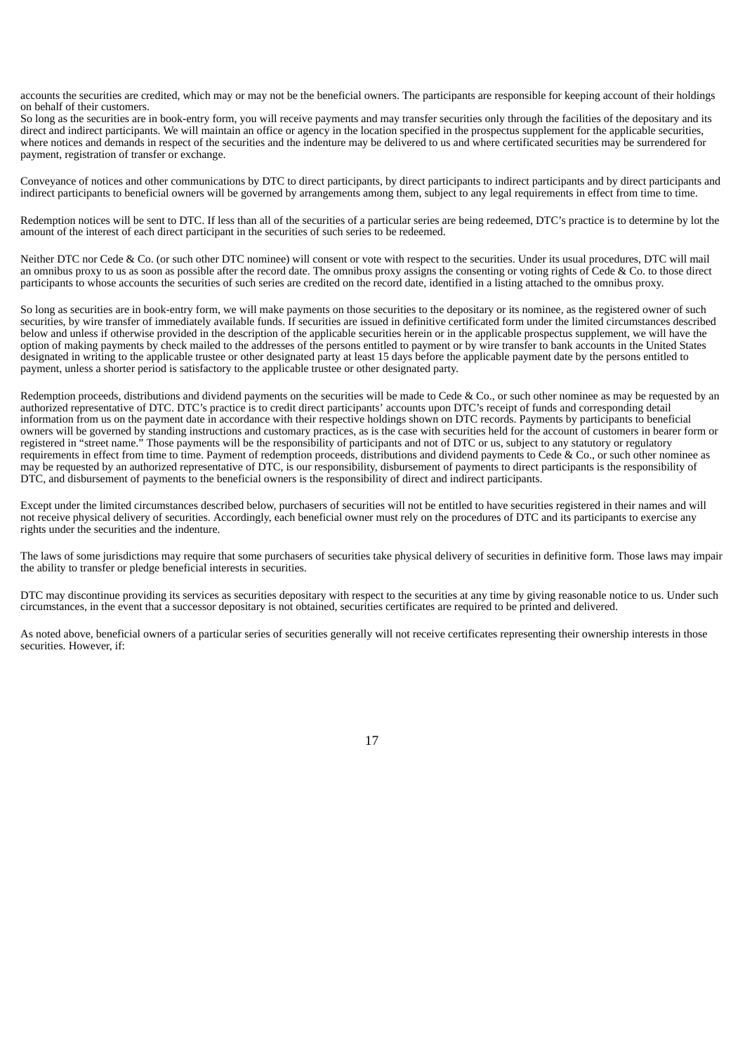accounts the securities are credited, which may or may not be the beneficial owners. The participants are responsible for keeping account of their holdings on behalf of their customers.

So long as the securities are in book-entry form, you will receive payments and may transfer securities only through the facilities of the depositary and its direct and indirect participants. We will maintain an office or agency in the location specified in the prospectus supplement for the applicable securities, where notices and demands in respect of the securities and the indenture may be delivered to us and where certificated securities may be surrendered for payment, registration of transfer or exchange.

Conveyance of notices and other communications by DTC to direct participants, by direct participants to indirect participants and by direct participants and indirect participants to beneficial owners will be governed by arrangements among them, subject to any legal requirements in effect from time to time.

Redemption notices will be sent to DTC. If less than all of the securities of a particular series are being redeemed, DTC's practice is to determine by lot the amount of the interest of each direct participant in the securities of such series to be redeemed.

Neither DTC nor Cede & Co. (or such other DTC nominee) will consent or vote with respect to the securities. Under its usual procedures, DTC will mail an omnibus proxy to us as soon as possible after the record date. The omnibus proxy assigns the consenting or voting rights of Cede & Co. to those direct participants to whose accounts the securities of such series are credited on the record date, identified in a listing attached to the omnibus proxy.

So long as securities are in book-entry form, we will make payments on those securities to the depositary or its nominee, as the registered owner of such securities, by wire transfer of immediately available funds. If securities are issued in definitive certificated form under the limited circumstances described below and unless if otherwise provided in the description of the applicable securities herein or in the applicable prospectus supplement, we will have the option of making payments by check mailed to the addresses of the persons entitled to payment or by wire transfer to bank accounts in the United States designated in writing to the applicable trustee or other designated party at least 15 days before the applicable payment date by the persons entitled to payment, unless a shorter period is satisfactory to the applicable trustee or other designated party.

Redemption proceeds, distributions and dividend payments on the securities will be made to Cede & Co., or such other nominee as may be requested by an authorized representative of DTC. DTC's practice is to credit direct participants' accounts upon DTC's receipt of funds and corresponding detail information from us on the payment date in accordance with their respective holdings shown on DTC records. Payments by participants to beneficial owners will be governed by standing instructions and customary practices, as is the case with securities held for the account of customers in bearer form or registered in "street name." Those payments will be the responsibility of participants and not of DTC or us, subject to any statutory or regulatory requirements in effect from time to time. Payment of redemption proceeds, distributions and dividend payments to Cede & Co., or such other nominee as may be requested by an authorized representative of DTC, is our responsibility, disbursement of payments to direct participants is the responsibility of DTC, and disbursement of payments to the beneficial owners is the responsibility of direct and indirect participants.

Except under the limited circumstances described below, purchasers of securities will not be entitled to have securities registered in their names and will not receive physical delivery of securities. Accordingly, each beneficial owner must rely on the procedures of DTC and its participants to exercise any rights under the securities and the indenture.

The laws of some jurisdictions may require that some purchasers of securities take physical delivery of securities in definitive form. Those laws may impair the ability to transfer or pledge beneficial interests in securities.

DTC may discontinue providing its services as securities depositary with respect to the securities at any time by giving reasonable notice to us. Under such circumstances, in the event that a successor depositary is not obtained, securities certificates are required to be printed and delivered.

As noted above, beneficial owners of a particular series of securities generally will not receive certificates representing their ownership interests in those securities. However, if: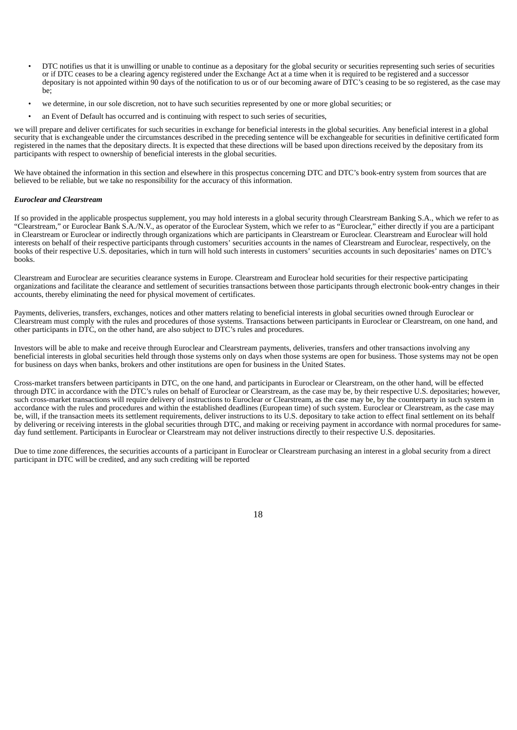- DTC notifies us that it is unwilling or unable to continue as a depositary for the global security or securities representing such series of securities or if DTC ceases to be a clearing agency registered under the Exchange Act at a time when it is required to be registered and a successor depositary is not appointed within 90 days of the notification to us or of our becoming aware of DTC's ceasing to be so registered, as the case may be;
- we determine, in our sole discretion, not to have such securities represented by one or more global securities; or
- an Event of Default has occurred and is continuing with respect to such series of securities,

we will prepare and deliver certificates for such securities in exchange for beneficial interests in the global securities. Any beneficial interest in a global security that is exchangeable under the circumstances described in the preceding sentence will be exchangeable for securities in definitive certificated form registered in the names that the depositary directs. It is expected that these directions will be based upon directions received by the depositary from its participants with respect to ownership of beneficial interests in the global securities.

We have obtained the information in this section and elsewhere in this prospectus concerning DTC and DTC's book-entry system from sources that are believed to be reliable, but we take no responsibility for the accuracy of this information.

***Euroclear and Clearstream***

If so provided in the applicable prospectus supplement, you may hold interests in a global security through Clearstream Banking S.A., which we refer to as "Clearstream," or Euroclear Bank S.A./N.V., as operator of the Euroclear System, which we refer to as "Euroclear," either directly if you are a participant in Clearstream or Euroclear or indirectly through organizations which are participants in Clearstream or Euroclear. Clearstream and Euroclear will hold interests on behalf of their respective participants through customers' securities accounts in the names of Clearstream and Euroclear, respectively, on the books of their respective U.S. depositaries, which in turn will hold such interests in customers' securities accounts in such depositaries' names on DTC's books.

Clearstream and Euroclear are securities clearance systems in Europe. Clearstream and Euroclear hold securities for their respective participating organizations and facilitate the clearance and settlement of securities transactions between those participants through electronic book-entry changes in their accounts, thereby eliminating the need for physical movement of certificates.

Payments, deliveries, transfers, exchanges, notices and other matters relating to beneficial interests in global securities owned through Euroclear or Clearstream must comply with the rules and procedures of those systems. Transactions between participants in Euroclear or Clearstream, on one hand, and other participants in DTC, on the other hand, are also subject to DTC's rules and procedures.

Investors will be able to make and receive through Euroclear and Clearstream payments, deliveries, transfers and other transactions involving any beneficial interests in global securities held through those systems only on days when those systems are open for business. Those systems may not be open for business on days when banks, brokers and other institutions are open for business in the United States.

Cross-market transfers between participants in DTC, on the one hand, and participants in Euroclear or Clearstream, on the other hand, will be effected through DTC in accordance with the DTC's rules on behalf of Euroclear or Clearstream, as the case may be, by their respective U.S. depositaries; however, such cross-market transactions will require delivery of instructions to Euroclear or Clearstream, as the case may be, by the counterparty in such system in accordance with the rules and procedures and within the established deadlines (European time) of such system. Euroclear or Clearstream, as the case may be, will, if the transaction meets its settlement requirements, deliver instructions to its U.S. depositary to take action to effect final settlement on its behalf by delivering or receiving interests in the global securities through DTC, and making or receiving payment in accordance with normal procedures for same-day fund settlement. Participants in Euroclear or Clearstream may not deliver instructions directly to their respective U.S. depositaries.

Due to time zone differences, the securities accounts of a participant in Euroclear or Clearstream purchasing an interest in a global security from a direct participant in DTC will be credited, and any such crediting will be reported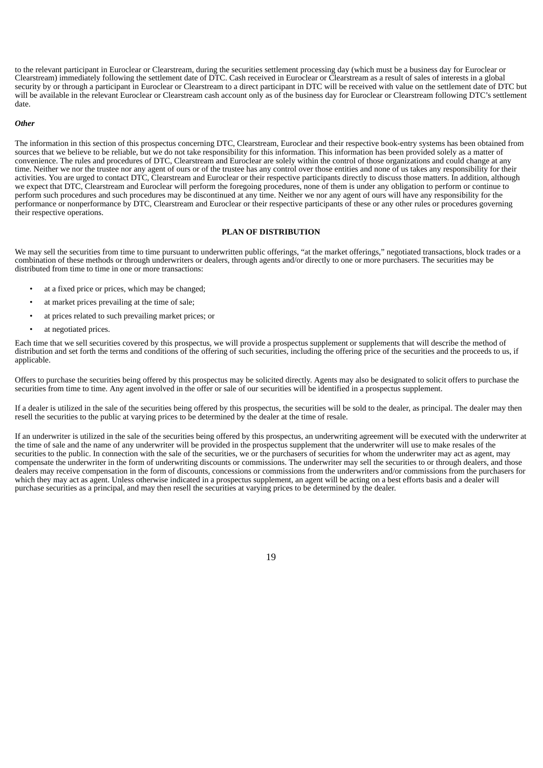to the relevant participant in Euroclear or Clearstream, during the securities settlement processing day (which must be a business day for Euroclear or Clearstream) immediately following the settlement date of DTC. Cash received in Euroclear or Clearstream as a result of sales of interests in a global security by or through a participant in Euroclear or Clearstream to a direct participant in DTC will be received with value on the settlement date of DTC but will be available in the relevant Euroclear or Clearstream cash account only as of the business day for Euroclear or Clearstream following DTC's settlement date.

***Other***

The information in this section of this prospectus concerning DTC, Clearstream, Euroclear and their respective book-entry systems has been obtained from sources that we believe to be reliable, but we do not take responsibility for this information. This information has been provided solely as a matter of convenience. The rules and procedures of DTC, Clearstream and Euroclear are solely within the control of those organizations and could change at any time. Neither we nor the trustee nor any agent of ours or of the trustee has any control over those entities and none of us takes any responsibility for their activities. You are urged to contact DTC, Clearstream and Euroclear or their respective participants directly to discuss those matters. In addition, although we expect that DTC, Clearstream and Euroclear will perform the foregoing procedures, none of them is under any obligation to perform or continue to perform such procedures and such procedures may be discontinued at any time. Neither we nor any agent of ours will have any responsibility for the performance or nonperformance by DTC, Clearstream and Euroclear or their respective participants of these or any other rules or procedures governing their respective operations.

## PLAN OF DISTRIBUTION

We may sell the securities from time to time pursuant to underwritten public offerings, "at the market offerings," negotiated transactions, block trades or a combination of these methods or through underwriters or dealers, through agents and/or directly to one or more purchasers. The securities may be distributed from time to time in one or more transactions:

- at a fixed price or prices, which may be changed;
- at market prices prevailing at the time of sale;
- at prices related to such prevailing market prices; or
- at negotiated prices.

Each time that we sell securities covered by this prospectus, we will provide a prospectus supplement or supplements that will describe the method of distribution and set forth the terms and conditions of the offering of such securities, including the offering price of the securities and the proceeds to us, if applicable.

Offers to purchase the securities being offered by this prospectus may be solicited directly. Agents may also be designated to solicit offers to purchase the securities from time to time. Any agent involved in the offer or sale of our securities will be identified in a prospectus supplement.

If a dealer is utilized in the sale of the securities being offered by this prospectus, the securities will be sold to the dealer, as principal. The dealer may then resell the securities to the public at varying prices to be determined by the dealer at the time of resale.

If an underwriter is utilized in the sale of the securities being offered by this prospectus, an underwriting agreement will be executed with the underwriter at the time of sale and the name of any underwriter will be provided in the prospectus supplement that the underwriter will use to make resales of the securities to the public. In connection with the sale of the securities, we or the purchasers of securities for whom the underwriter may act as agent, may compensate the underwriter in the form of underwriting discounts or commissions. The underwriter may sell the securities to or through dealers, and those dealers may receive compensation in the form of discounts, concessions or commissions from the underwriters and/or commissions from the purchasers for which they may act as agent. Unless otherwise indicated in a prospectus supplement, an agent will be acting on a best efforts basis and a dealer will purchase securities as a principal, and may then resell the securities at varying prices to be determined by the dealer.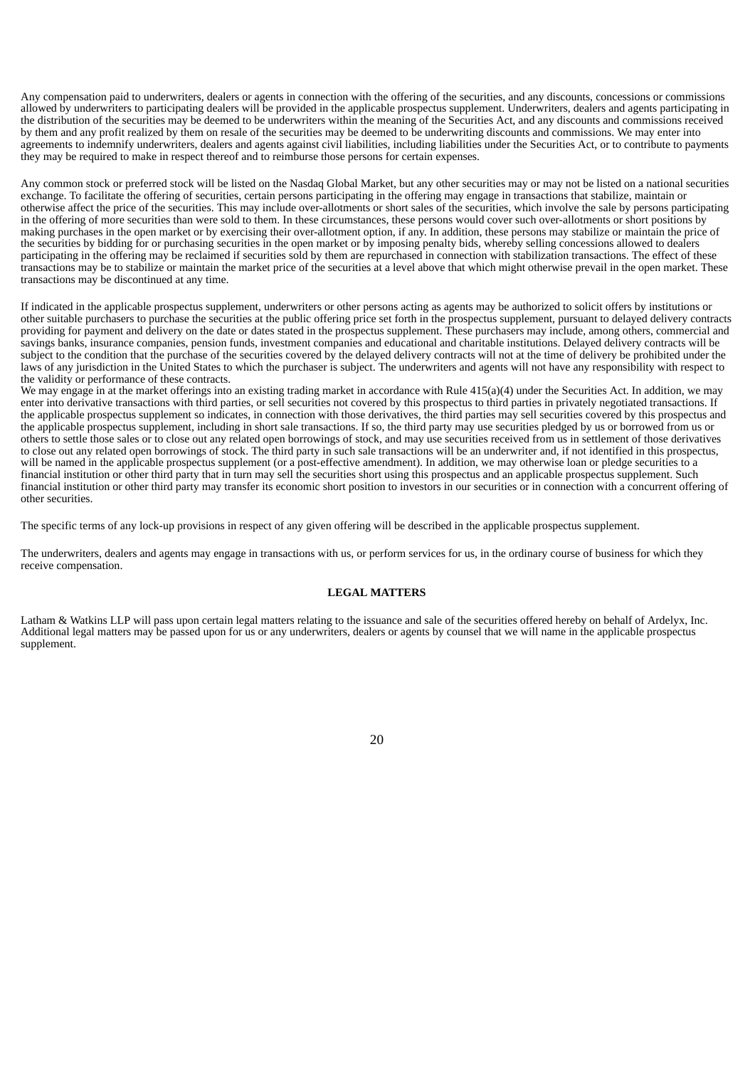Any compensation paid to underwriters, dealers or agents in connection with the offering of the securities, and any discounts, concessions or commissions allowed by underwriters to participating dealers will be provided in the applicable prospectus supplement. Underwriters, dealers and agents participating in the distribution of the securities may be deemed to be underwriters within the meaning of the Securities Act, and any discounts and commissions received by them and any profit realized by them on resale of the securities may be deemed to be underwriting discounts and commissions. We may enter into agreements to indemnify underwriters, dealers and agents against civil liabilities, including liabilities under the Securities Act, or to contribute to payments they may be required to make in respect thereof and to reimburse those persons for certain expenses.

Any common stock or preferred stock will be listed on the Nasdaq Global Market, but any other securities may or may not be listed on a national securities exchange. To facilitate the offering of securities, certain persons participating in the offering may engage in transactions that stabilize, maintain or otherwise affect the price of the securities. This may include over-allotments or short sales of the securities, which involve the sale by persons participating in the offering of more securities than were sold to them. In these circumstances, these persons would cover such over-allotments or short positions by making purchases in the open market or by exercising their over-allotment option, if any. In addition, these persons may stabilize or maintain the price of the securities by bidding for or purchasing securities in the open market or by imposing penalty bids, whereby selling concessions allowed to dealers participating in the offering may be reclaimed if securities sold by them are repurchased in connection with stabilization transactions. The effect of these transactions may be to stabilize or maintain the market price of the securities at a level above that which might otherwise prevail in the open market. These transactions may be discontinued at any time.

If indicated in the applicable prospectus supplement, underwriters or other persons acting as agents may be authorized to solicit offers by institutions or other suitable purchasers to purchase the securities at the public offering price set forth in the prospectus supplement, pursuant to delayed delivery contracts providing for payment and delivery on the date or dates stated in the prospectus supplement. These purchasers may include, among others, commercial and savings banks, insurance companies, pension funds, investment companies and educational and charitable institutions. Delayed delivery contracts will be subject to the condition that the purchase of the securities covered by the delayed delivery contracts will not at the time of delivery be prohibited under the laws of any jurisdiction in the United States to which the purchaser is subject. The underwriters and agents will not have any responsibility with respect to the validity or performance of these contracts.

We may engage in at the market offerings into an existing trading market in accordance with Rule 415(a)(4) under the Securities Act. In addition, we may enter into derivative transactions with third parties, or sell securities not covered by this prospectus to third parties in privately negotiated transactions. If the applicable prospectus supplement so indicates, in connection with those derivatives, the third parties may sell securities covered by this prospectus and the applicable prospectus supplement, including in short sale transactions. If so, the third party may use securities pledged by us or borrowed from us or others to settle those sales or to close out any related open borrowings of stock, and may use securities received from us in settlement of those derivatives to close out any related open borrowings of stock. The third party in such sale transactions will be an underwriter and, if not identified in this prospectus, will be named in the applicable prospectus supplement (or a post-effective amendment). In addition, we may otherwise loan or pledge securities to a financial institution or other third party that in turn may sell the securities short using this prospectus and an applicable prospectus supplement. Such financial institution or other third party may transfer its economic short position to investors in our securities or in connection with a concurrent offering of other securities.

The specific terms of any lock-up provisions in respect of any given offering will be described in the applicable prospectus supplement.

The underwriters, dealers and agents may engage in transactions with us, or perform services for us, in the ordinary course of business for which they receive compensation.

## LEGAL MATTERS

Latham & Watkins LLP will pass upon certain legal matters relating to the issuance and sale of the securities offered hereby on behalf of Ardelyx, Inc. Additional legal matters may be passed upon for us or any underwriters, dealers or agents by counsel that we will name in the applicable prospectus supplement.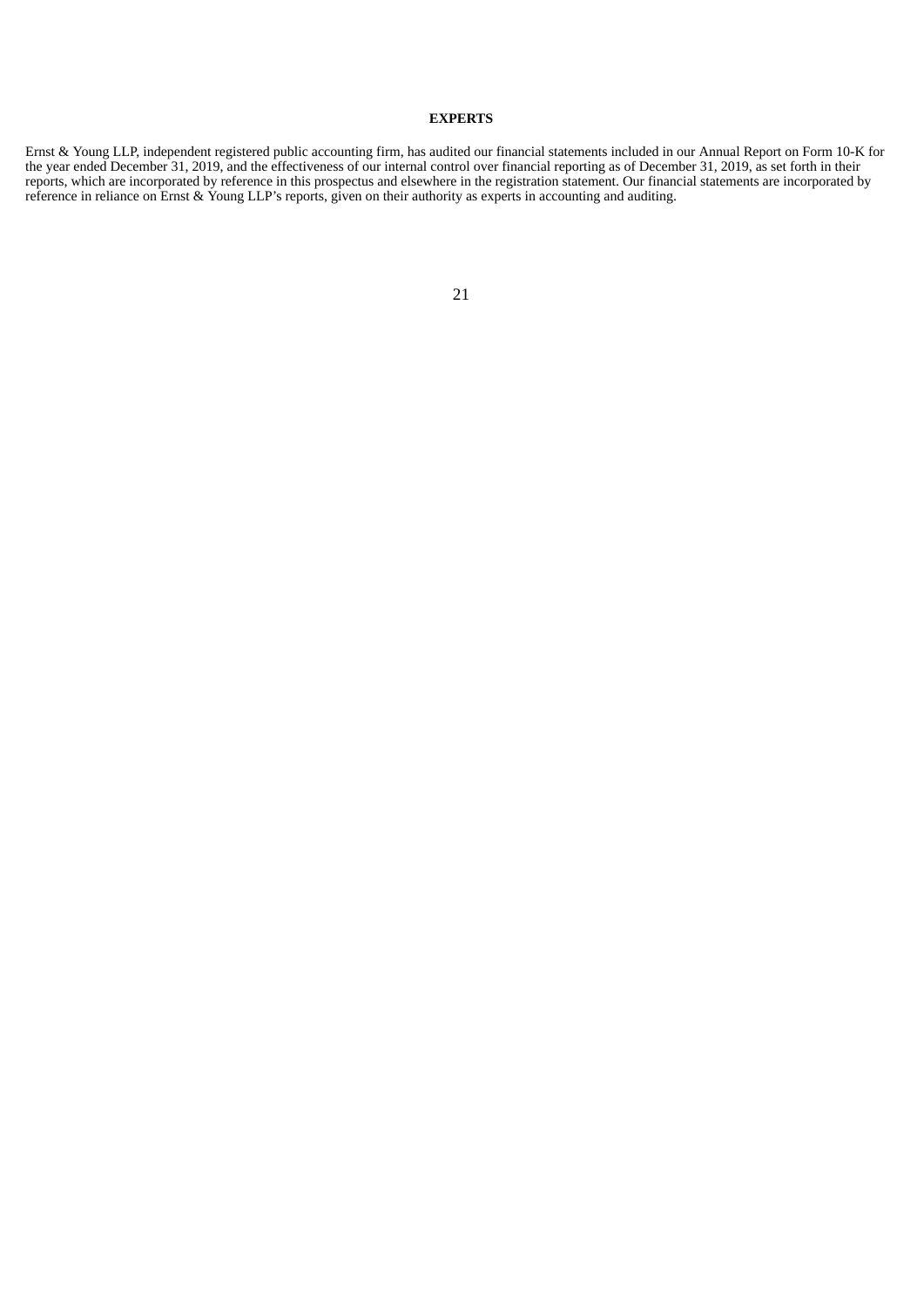## EXPERTS

Ernst & Young LLP, independent registered public accounting firm, has audited our financial statements included in our Annual Report on Form 10-K for the year ended December 31, 2019, and the effectiveness of our internal control over financial reporting as of December 31, 2019, as set forth in their reports, which are incorporated by reference in this prospectus and elsewhere in the registration statement. Our financial statements are incorporated by reference in reliance on Ernst & Young LLP's reports, given on their authority as experts in accounting and auditing.